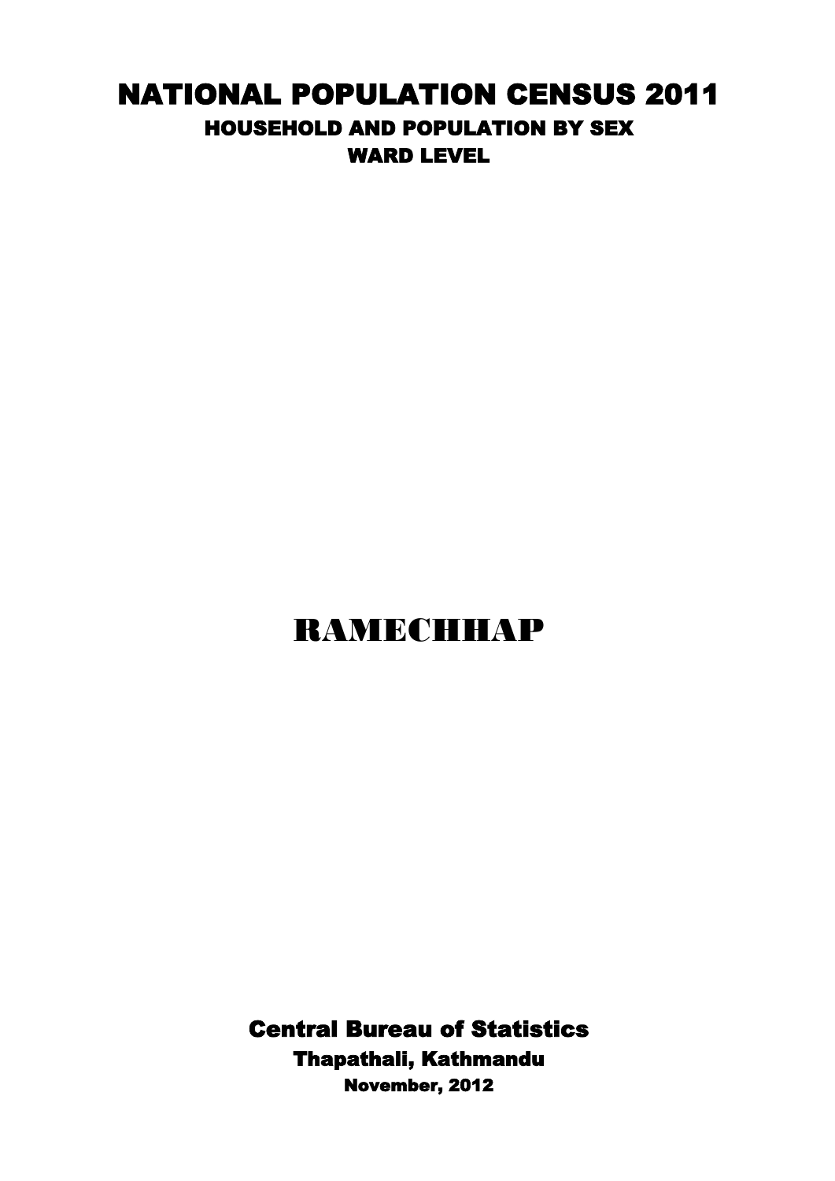# NATIONAL POPULATION CENSUS 2011

## HOUSEHOLD AND POPULATION BY SEX

## WARD LEVEL

# RAMECHHAP

**Central Bureau of Statistics**

**Thapathali, Kathmandu**

**November, 2012**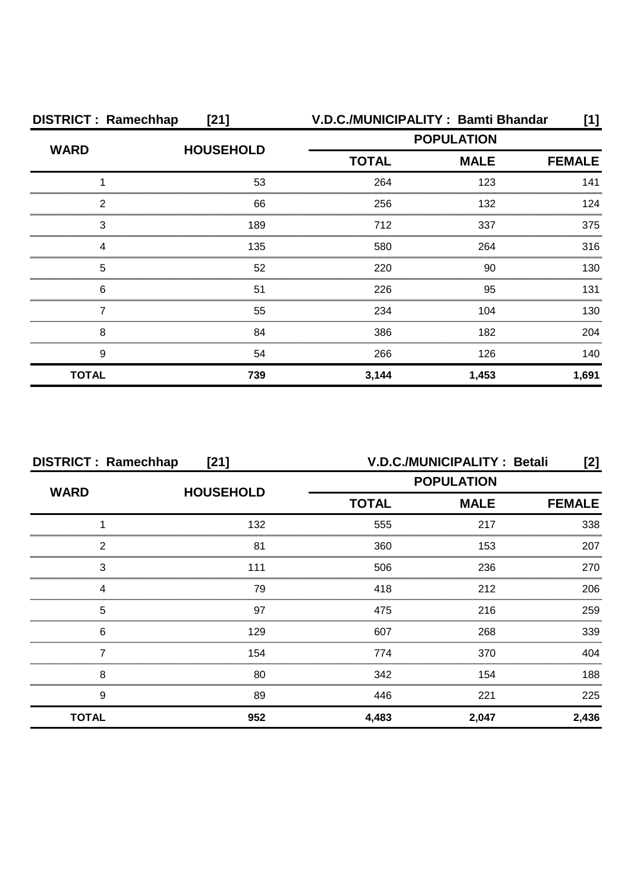| DISTRICT : Ramechhap [21] | | V.D.C./MUNICIPALITY : Bamti Bhandar [1] | | |
|---|---|---|---|---|
| WARD | HOUSEHOLD | POPULATION | | |
| | | TOTAL | MALE | FEMALE |
| 1 | 53 | 264 | 123 | 141 |
| 2 | 66 | 256 | 132 | 124 |
| 3 | 189 | 712 | 337 | 375 |
| 4 | 135 | 580 | 264 | 316 |
| 5 | 52 | 220 | 90 | 130 |
| 6 | 51 | 226 | 95 | 131 |
| 7 | 55 | 234 | 104 | 130 |
| 8 | 84 | 386 | 182 | 204 |
| 9 | 54 | 266 | 126 | 140 |
| **TOTAL** | **739** | **3,144** | **1,453** | **1,691** |

| DISTRICT : Ramechhap [21] | | V.D.C./MUNICIPALITY : Betali [2] | | |
|---|---|---|---|---|
| WARD | HOUSEHOLD | POPULATION | | |
| | | TOTAL | MALE | FEMALE |
| 1 | 132 | 555 | 217 | 338 |
| 2 | 81 | 360 | 153 | 207 |
| 3 | 111 | 506 | 236 | 270 |
| 4 | 79 | 418 | 212 | 206 |
| 5 | 97 | 475 | 216 | 259 |
| 6 | 129 | 607 | 268 | 339 |
| 7 | 154 | 774 | 370 | 404 |
| 8 | 80 | 342 | 154 | 188 |
| 9 | 89 | 446 | 221 | 225 |
| **TOTAL** | **952** | **4,483** | **2,047** | **2,436** |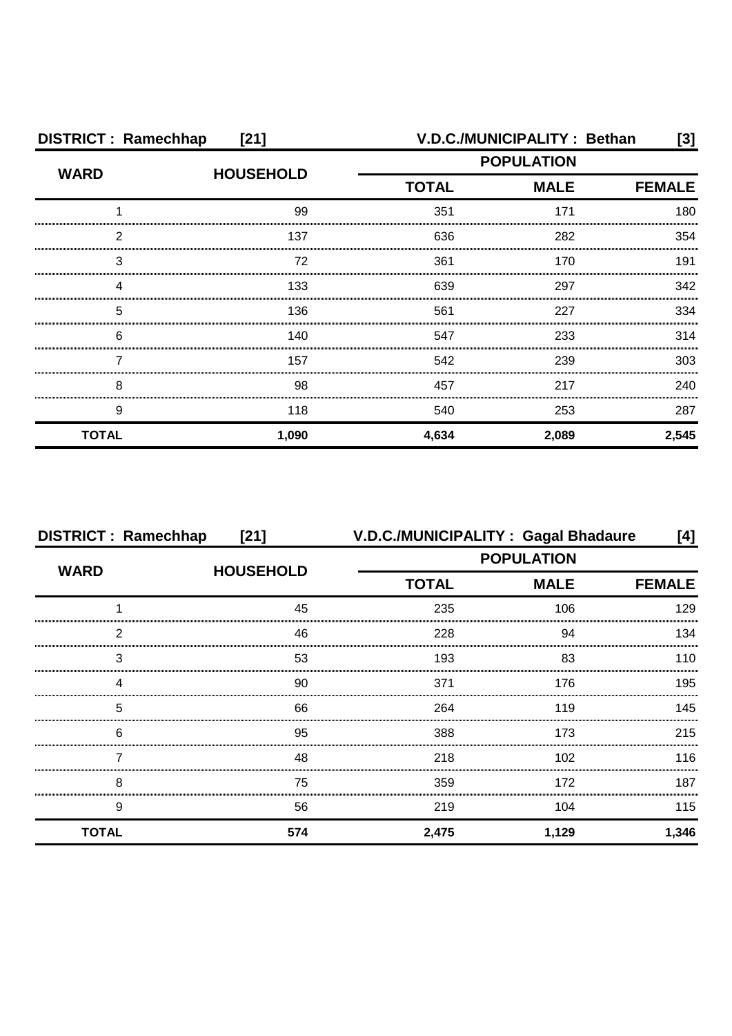**DISTRICT : Ramechhap [21] V.D.C./MUNICIPALITY : Bethan [3]**

| WARD | HOUSEHOLD | POPULATION | | |
|---|---|---|---|---|
| | | TOTAL | MALE | FEMALE |
| 1 | 99 | 351 | 171 | 180 |
| 2 | 137 | 636 | 282 | 354 |
| 3 | 72 | 361 | 170 | 191 |
| 4 | 133 | 639 | 297 | 342 |
| 5 | 136 | 561 | 227 | 334 |
| 6 | 140 | 547 | 233 | 314 |
| 7 | 157 | 542 | 239 | 303 |
| 8 | 98 | 457 | 217 | 240 |
| 9 | 118 | 540 | 253 | 287 |
| **TOTAL** | **1,090** | **4,634** | **2,089** | **2,545** |

**DISTRICT : Ramechhap [21] V.D.C./MUNICIPALITY : Gagal Bhadaure [4]**

| WARD | HOUSEHOLD | POPULATION | | |
|---|---|---|---|---|
| | | TOTAL | MALE | FEMALE |
| 1 | 45 | 235 | 106 | 129 |
| 2 | 46 | 228 | 94 | 134 |
| 3 | 53 | 193 | 83 | 110 |
| 4 | 90 | 371 | 176 | 195 |
| 5 | 66 | 264 | 119 | 145 |
| 6 | 95 | 388 | 173 | 215 |
| 7 | 48 | 218 | 102 | 116 |
| 8 | 75 | 359 | 172 | 187 |
| 9 | 56 | 219 | 104 | 115 |
| **TOTAL** | **574** | **2,475** | **1,129** | **1,346** |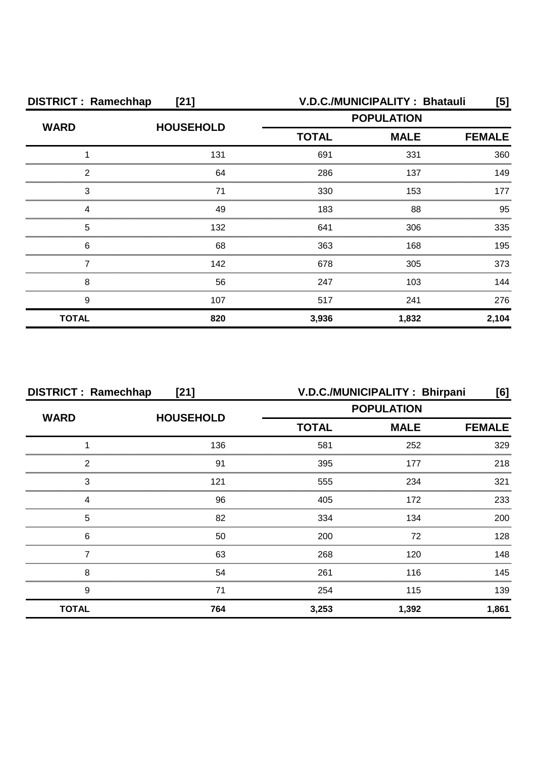**DISTRICT : Ramechhap [21]** **V.D.C./MUNICIPALITY : Bhatauli [5]**

| WARD | HOUSEHOLD | POPULATION | | |
|---|---|---|---|---|
| | | TOTAL | MALE | FEMALE |
| 1 | 131 | 691 | 331 | 360 |
| 2 | 64 | 286 | 137 | 149 |
| 3 | 71 | 330 | 153 | 177 |
| 4 | 49 | 183 | 88 | 95 |
| 5 | 132 | 641 | 306 | 335 |
| 6 | 68 | 363 | 168 | 195 |
| 7 | 142 | 678 | 305 | 373 |
| 8 | 56 | 247 | 103 | 144 |
| 9 | 107 | 517 | 241 | 276 |
| **TOTAL** | **820** | **3,936** | **1,832** | **2,104** |

**DISTRICT : Ramechhap [21]** **V.D.C./MUNICIPALITY : Bhirpani [6]**

| WARD | HOUSEHOLD | POPULATION | | |
|---|---|---|---|---|
| | | TOTAL | MALE | FEMALE |
| 1 | 136 | 581 | 252 | 329 |
| 2 | 91 | 395 | 177 | 218 |
| 3 | 121 | 555 | 234 | 321 |
| 4 | 96 | 405 | 172 | 233 |
| 5 | 82 | 334 | 134 | 200 |
| 6 | 50 | 200 | 72 | 128 |
| 7 | 63 | 268 | 120 | 148 |
| 8 | 54 | 261 | 116 | 145 |
| 9 | 71 | 254 | 115 | 139 |
| **TOTAL** | **764** | **3,253** | **1,392** | **1,861** |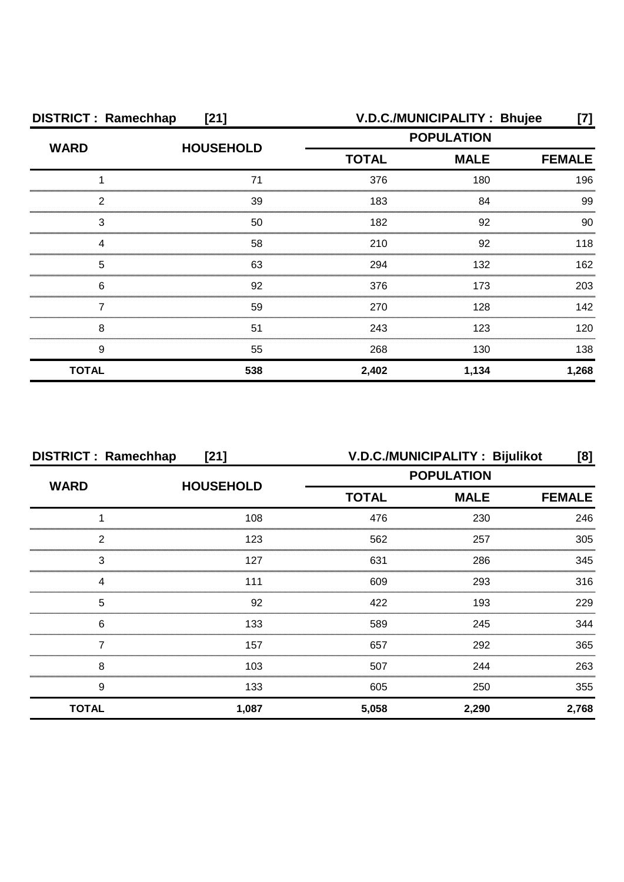**DISTRICT : Ramechhap [21]** **V.D.C./MUNICIPALITY : Bhujee [7]**

| WARD | HOUSEHOLD | POPULATION | | |
|---|---|---|---|---|
| | | TOTAL | MALE | FEMALE |
| 1 | 71 | 376 | 180 | 196 |
| 2 | 39 | 183 | 84 | 99 |
| 3 | 50 | 182 | 92 | 90 |
| 4 | 58 | 210 | 92 | 118 |
| 5 | 63 | 294 | 132 | 162 |
| 6 | 92 | 376 | 173 | 203 |
| 7 | 59 | 270 | 128 | 142 |
| 8 | 51 | 243 | 123 | 120 |
| 9 | 55 | 268 | 130 | 138 |
| **TOTAL** | **538** | **2,402** | **1,134** | **1,268** |

**DISTRICT : Ramechhap [21]** **V.D.C./MUNICIPALITY : Bijulikot [8]**

| WARD | HOUSEHOLD | POPULATION | | |
|---|---|---|---|---|
| | | TOTAL | MALE | FEMALE |
| 1 | 108 | 476 | 230 | 246 |
| 2 | 123 | 562 | 257 | 305 |
| 3 | 127 | 631 | 286 | 345 |
| 4 | 111 | 609 | 293 | 316 |
| 5 | 92 | 422 | 193 | 229 |
| 6 | 133 | 589 | 245 | 344 |
| 7 | 157 | 657 | 292 | 365 |
| 8 | 103 | 507 | 244 | 263 |
| 9 | 133 | 605 | 250 | 355 |
| **TOTAL** | **1,087** | **5,058** | **2,290** | **2,768** |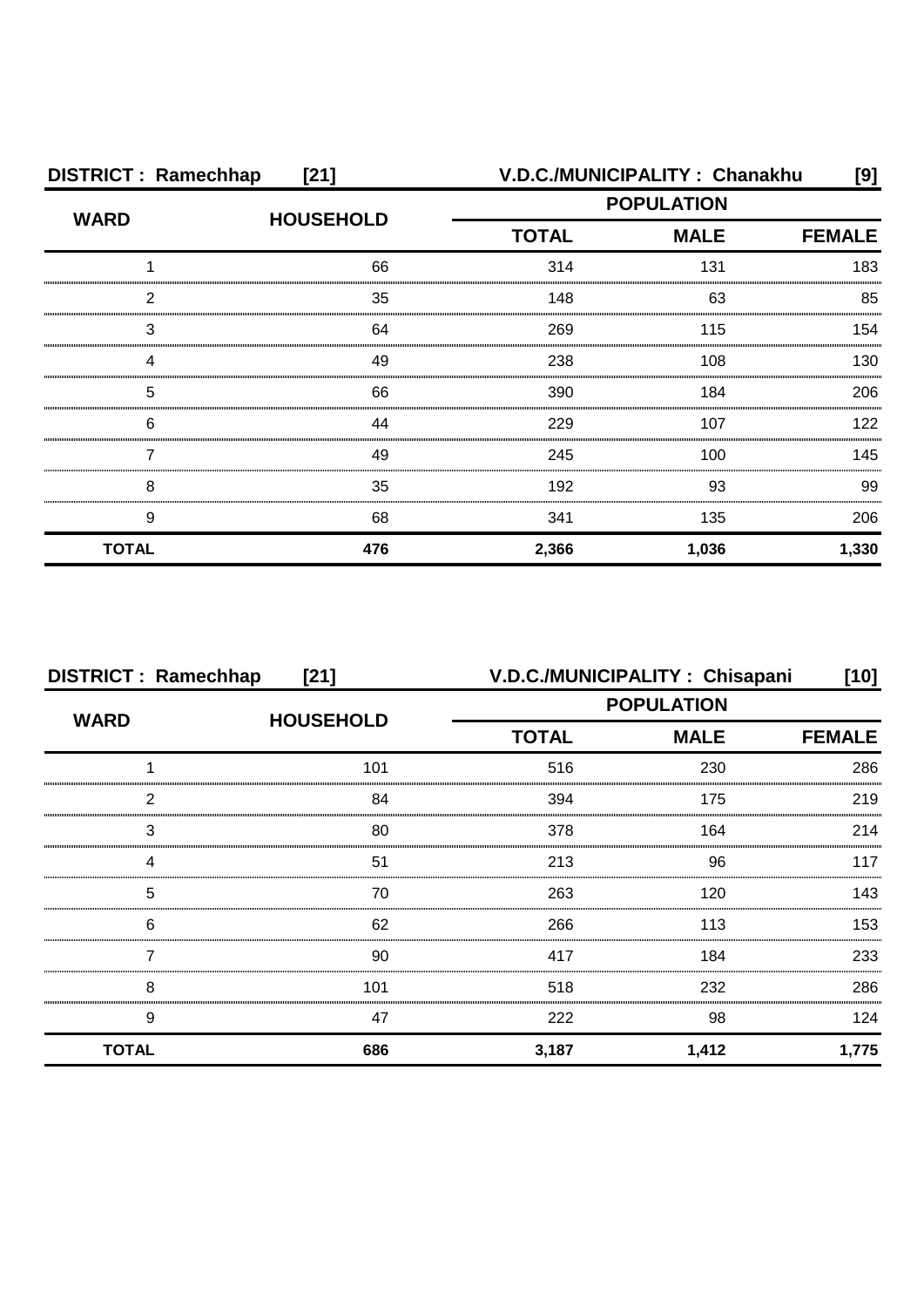| DISTRICT : Ramechhap | [21] | V.D.C./MUNICIPALITY : Chanakhu | | [9] |
|---|---|---|---|---|
| WARD | HOUSEHOLD | POPULATION | | |
| | | TOTAL | MALE | FEMALE |
| 1 | 66 | 314 | 131 | 183 |
| 2 | 35 | 148 | 63 | 85 |
| 3 | 64 | 269 | 115 | 154 |
| 4 | 49 | 238 | 108 | 130 |
| 5 | 66 | 390 | 184 | 206 |
| 6 | 44 | 229 | 107 | 122 |
| 7 | 49 | 245 | 100 | 145 |
| 8 | 35 | 192 | 93 | 99 |
| 9 | 68 | 341 | 135 | 206 |
| **TOTAL** | **476** | **2,366** | **1,036** | **1,330** |

| DISTRICT : Ramechhap | [21] | V.D.C./MUNICIPALITY : Chisapani | | [10] |
|---|---|---|---|---|
| WARD | HOUSEHOLD | POPULATION | | |
| | | TOTAL | MALE | FEMALE |
| 1 | 101 | 516 | 230 | 286 |
| 2 | 84 | 394 | 175 | 219 |
| 3 | 80 | 378 | 164 | 214 |
| 4 | 51 | 213 | 96 | 117 |
| 5 | 70 | 263 | 120 | 143 |
| 6 | 62 | 266 | 113 | 153 |
| 7 | 90 | 417 | 184 | 233 |
| 8 | 101 | 518 | 232 | 286 |
| 9 | 47 | 222 | 98 | 124 |
| **TOTAL** | **686** | **3,187** | **1,412** | **1,775** |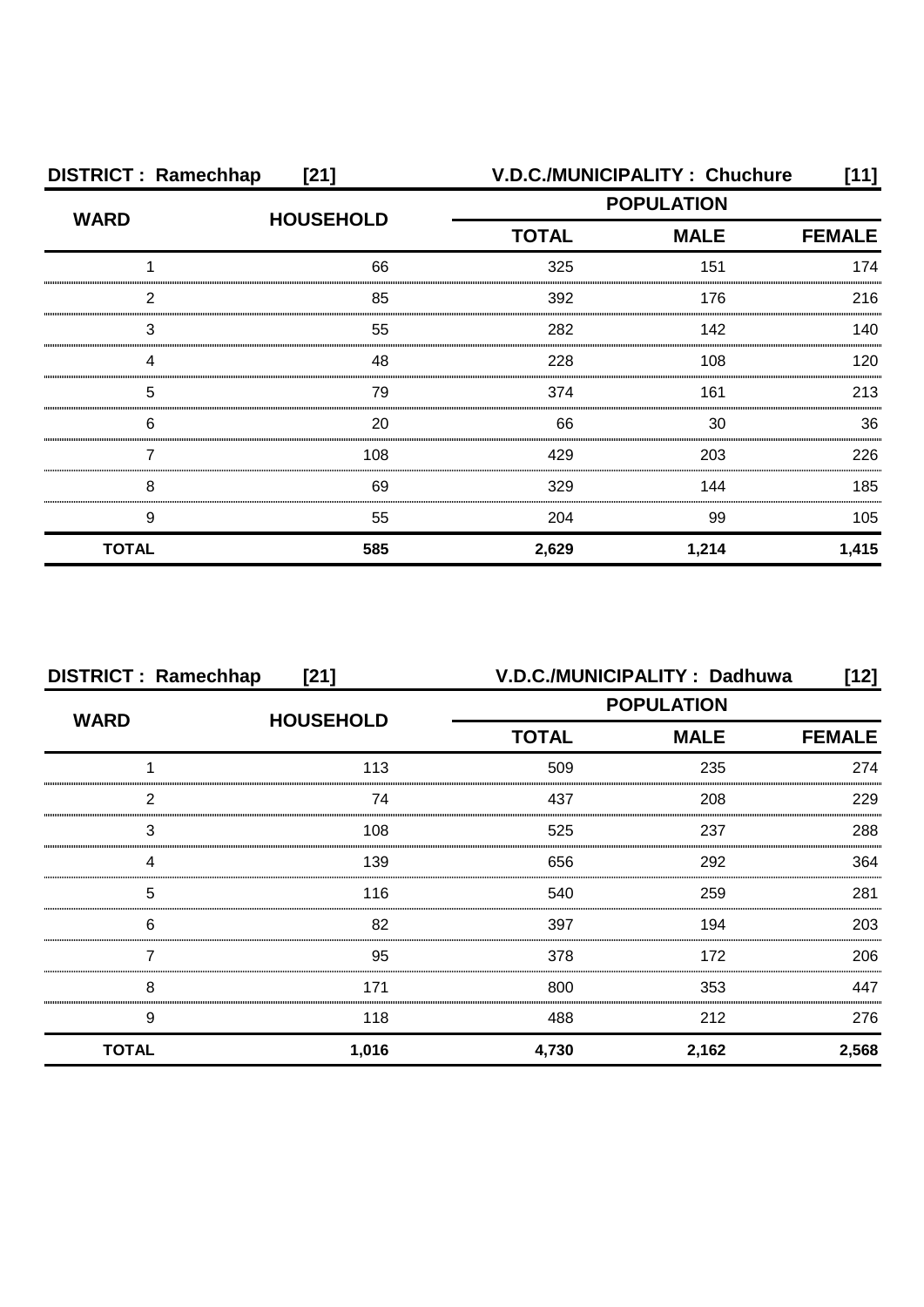| DISTRICT : Ramechhap | [21] | V.D.C./MUNICIPALITY : Chuchure | | [11] |
|---|---|---|---|---|
| WARD | HOUSEHOLD | POPULATION | | |
| | | TOTAL | MALE | FEMALE |
| 1 | 66 | 325 | 151 | 174 |
| 2 | 85 | 392 | 176 | 216 |
| 3 | 55 | 282 | 142 | 140 |
| 4 | 48 | 228 | 108 | 120 |
| 5 | 79 | 374 | 161 | 213 |
| 6 | 20 | 66 | 30 | 36 |
| 7 | 108 | 429 | 203 | 226 |
| 8 | 69 | 329 | 144 | 185 |
| 9 | 55 | 204 | 99 | 105 |
| **TOTAL** | **585** | **2,629** | **1,214** | **1,415** |

| DISTRICT : Ramechhap | [21] | V.D.C./MUNICIPALITY : Dadhuwa | | [12] |
|---|---|---|---|---|
| WARD | HOUSEHOLD | POPULATION | | |
| | | TOTAL | MALE | FEMALE |
| 1 | 113 | 509 | 235 | 274 |
| 2 | 74 | 437 | 208 | 229 |
| 3 | 108 | 525 | 237 | 288 |
| 4 | 139 | 656 | 292 | 364 |
| 5 | 116 | 540 | 259 | 281 |
| 6 | 82 | 397 | 194 | 203 |
| 7 | 95 | 378 | 172 | 206 |
| 8 | 171 | 800 | 353 | 447 |
| 9 | 118 | 488 | 212 | 276 |
| **TOTAL** | **1,016** | **4,730** | **2,162** | **2,568** |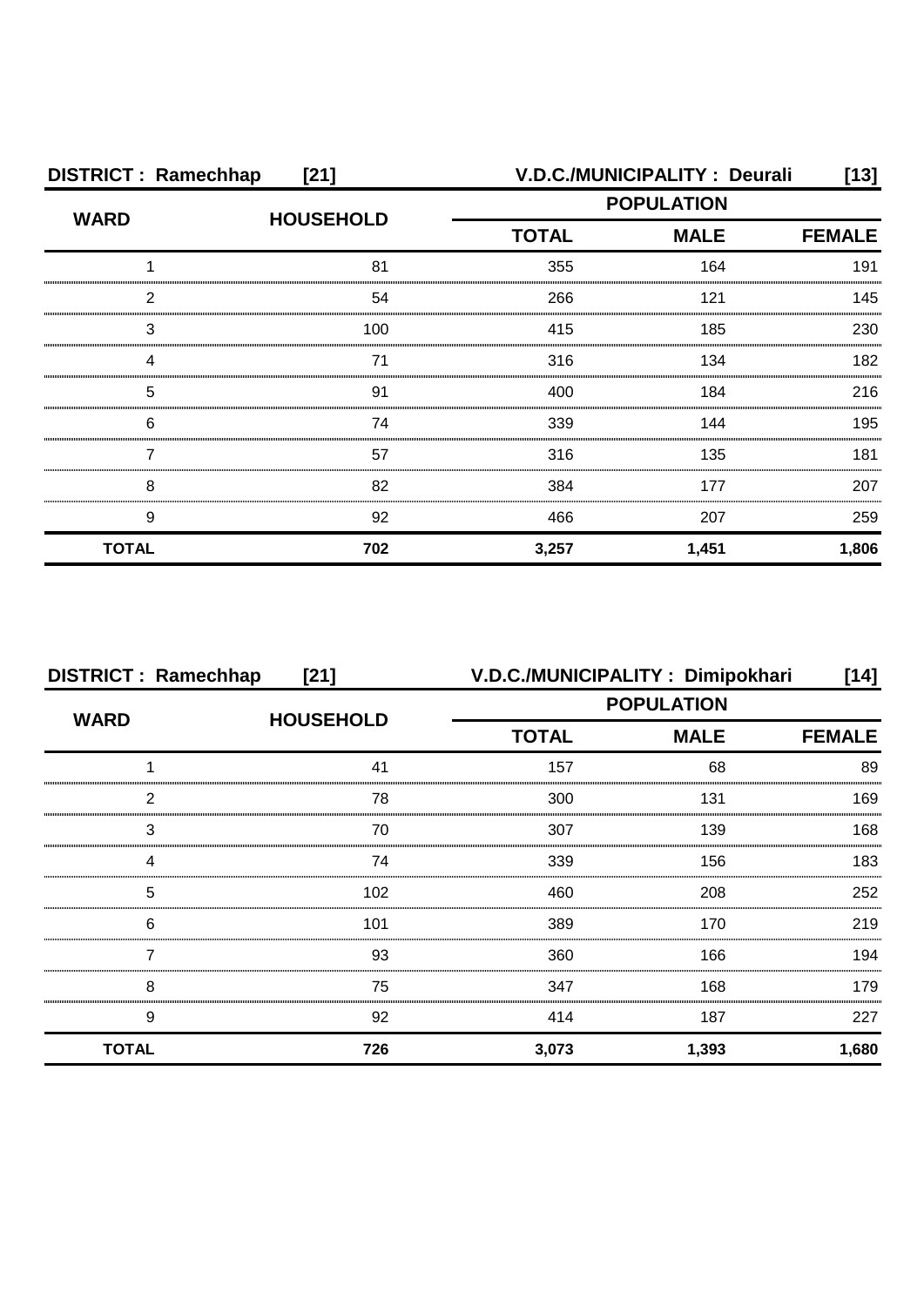| DISTRICT : Ramechhap | [21] | V.D.C./MUNICIPALITY : Deurali | | [13] |
|---|---|---|---|---|
| WARD | HOUSEHOLD | POPULATION | | |
| | | TOTAL | MALE | FEMALE |
| 1 | 81 | 355 | 164 | 191 |
| 2 | 54 | 266 | 121 | 145 |
| 3 | 100 | 415 | 185 | 230 |
| 4 | 71 | 316 | 134 | 182 |
| 5 | 91 | 400 | 184 | 216 |
| 6 | 74 | 339 | 144 | 195 |
| 7 | 57 | 316 | 135 | 181 |
| 8 | 82 | 384 | 177 | 207 |
| 9 | 92 | 466 | 207 | 259 |
| **TOTAL** | **702** | **3,257** | **1,451** | **1,806** |

| DISTRICT : Ramechhap | [21] | V.D.C./MUNICIPALITY : Dimipokhari | | [14] |
|---|---|---|---|---|
| WARD | HOUSEHOLD | POPULATION | | |
| | | TOTAL | MALE | FEMALE |
| 1 | 41 | 157 | 68 | 89 |
| 2 | 78 | 300 | 131 | 169 |
| 3 | 70 | 307 | 139 | 168 |
| 4 | 74 | 339 | 156 | 183 |
| 5 | 102 | 460 | 208 | 252 |
| 6 | 101 | 389 | 170 | 219 |
| 7 | 93 | 360 | 166 | 194 |
| 8 | 75 | 347 | 168 | 179 |
| 9 | 92 | 414 | 187 | 227 |
| **TOTAL** | **726** | **3,073** | **1,393** | **1,680** |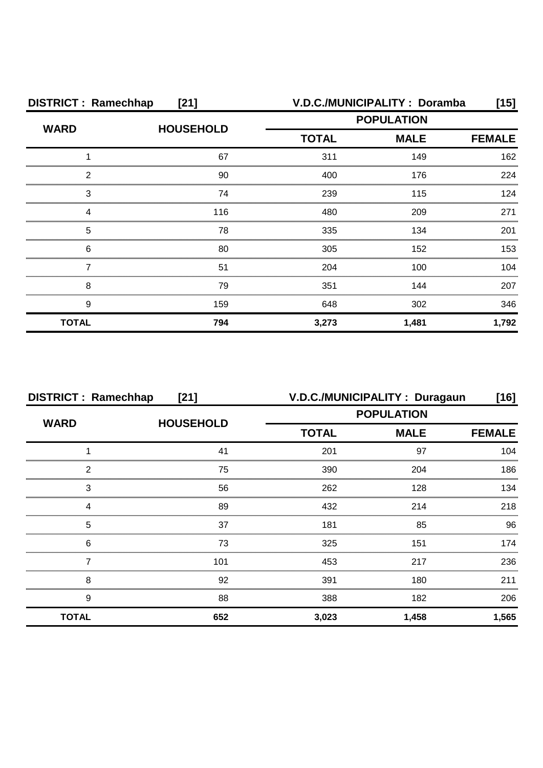**DISTRICT : Ramechhap [21]** **V.D.C./MUNICIPALITY : Doramba [15]**

| WARD | HOUSEHOLD | POPULATION | | |
|---|---|---|---|---|
| | | TOTAL | MALE | FEMALE |
| 1 | 67 | 311 | 149 | 162 |
| 2 | 90 | 400 | 176 | 224 |
| 3 | 74 | 239 | 115 | 124 |
| 4 | 116 | 480 | 209 | 271 |
| 5 | 78 | 335 | 134 | 201 |
| 6 | 80 | 305 | 152 | 153 |
| 7 | 51 | 204 | 100 | 104 |
| 8 | 79 | 351 | 144 | 207 |
| 9 | 159 | 648 | 302 | 346 |
| **TOTAL** | **794** | **3,273** | **1,481** | **1,792** |

**DISTRICT : Ramechhap [21]** **V.D.C./MUNICIPALITY : Duragaun [16]**

| WARD | HOUSEHOLD | POPULATION | | |
|---|---|---|---|---|
| | | TOTAL | MALE | FEMALE |
| 1 | 41 | 201 | 97 | 104 |
| 2 | 75 | 390 | 204 | 186 |
| 3 | 56 | 262 | 128 | 134 |
| 4 | 89 | 432 | 214 | 218 |
| 5 | 37 | 181 | 85 | 96 |
| 6 | 73 | 325 | 151 | 174 |
| 7 | 101 | 453 | 217 | 236 |
| 8 | 92 | 391 | 180 | 211 |
| 9 | 88 | 388 | 182 | 206 |
| **TOTAL** | **652** | **3,023** | **1,458** | **1,565** |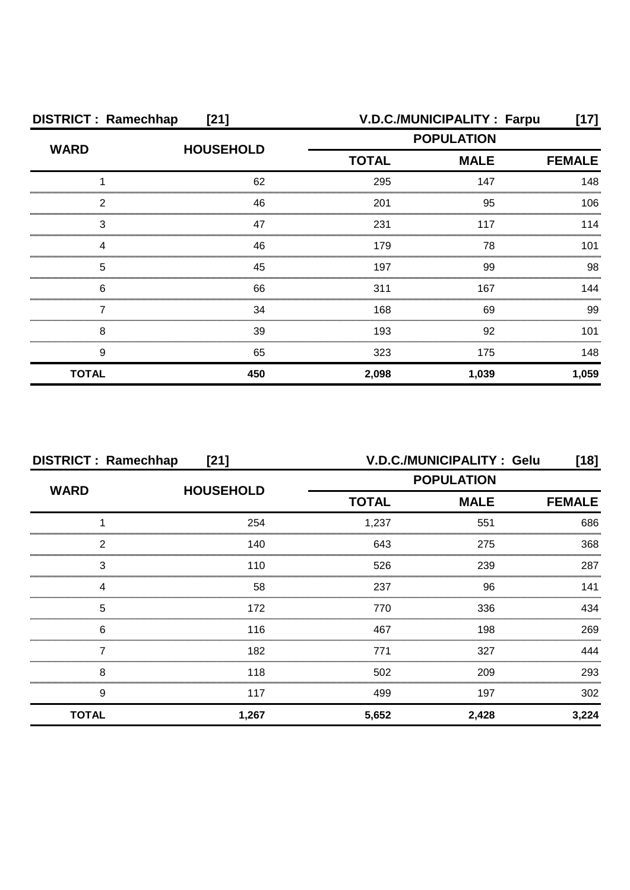| DISTRICT : Ramechhap | [21] | V.D.C./MUNICIPALITY : Farpu | | [17] |
|---|---|---|---|---|
| WARD | HOUSEHOLD | POPULATION | | |
| | | TOTAL | MALE | FEMALE |
| 1 | 62 | 295 | 147 | 148 |
| 2 | 46 | 201 | 95 | 106 |
| 3 | 47 | 231 | 117 | 114 |
| 4 | 46 | 179 | 78 | 101 |
| 5 | 45 | 197 | 99 | 98 |
| 6 | 66 | 311 | 167 | 144 |
| 7 | 34 | 168 | 69 | 99 |
| 8 | 39 | 193 | 92 | 101 |
| 9 | 65 | 323 | 175 | 148 |
| **TOTAL** | **450** | **2,098** | **1,039** | **1,059** |

| DISTRICT : Ramechhap | [21] | V.D.C./MUNICIPALITY : Gelu | | [18] |
|---|---|---|---|---|
| WARD | HOUSEHOLD | POPULATION | | |
| | | TOTAL | MALE | FEMALE |
| 1 | 254 | 1,237 | 551 | 686 |
| 2 | 140 | 643 | 275 | 368 |
| 3 | 110 | 526 | 239 | 287 |
| 4 | 58 | 237 | 96 | 141 |
| 5 | 172 | 770 | 336 | 434 |
| 6 | 116 | 467 | 198 | 269 |
| 7 | 182 | 771 | 327 | 444 |
| 8 | 118 | 502 | 209 | 293 |
| 9 | 117 | 499 | 197 | 302 |
| **TOTAL** | **1,267** | **5,652** | **2,428** | **3,224** |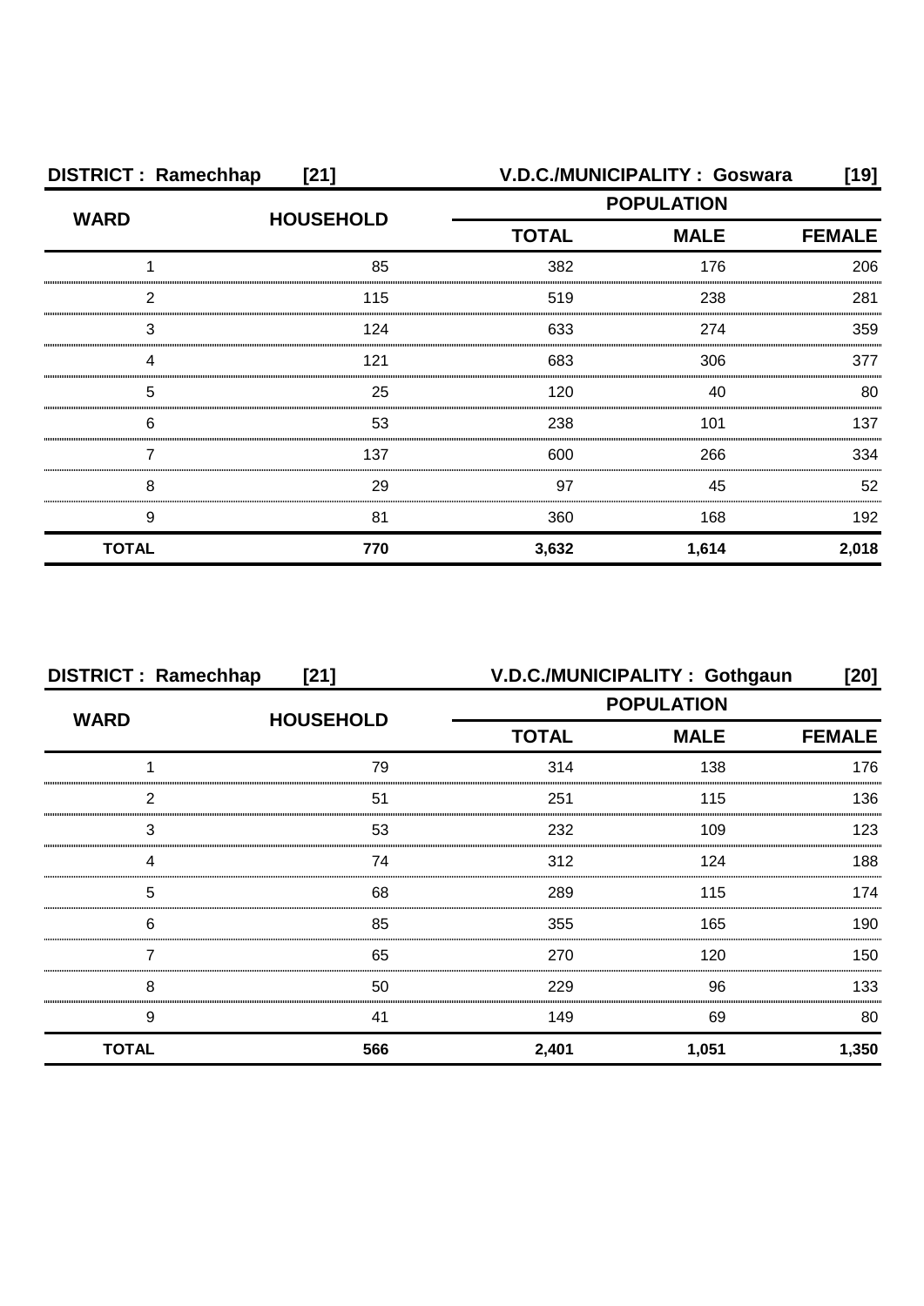**DISTRICT : Ramechhap [21]** **V.D.C./MUNICIPALITY : Goswara [19]**

| WARD | HOUSEHOLD | POPULATION | | |
|---|---|---|---|---|
| | | TOTAL | MALE | FEMALE |
| 1 | 85 | 382 | 176 | 206 |
| 2 | 115 | 519 | 238 | 281 |
| 3 | 124 | 633 | 274 | 359 |
| 4 | 121 | 683 | 306 | 377 |
| 5 | 25 | 120 | 40 | 80 |
| 6 | 53 | 238 | 101 | 137 |
| 7 | 137 | 600 | 266 | 334 |
| 8 | 29 | 97 | 45 | 52 |
| 9 | 81 | 360 | 168 | 192 |
| **TOTAL** | **770** | **3,632** | **1,614** | **2,018** |

**DISTRICT : Ramechhap [21]** **V.D.C./MUNICIPALITY : Gothgaun [20]**

| WARD | HOUSEHOLD | POPULATION | | |
|---|---|---|---|---|
| | | TOTAL | MALE | FEMALE |
| 1 | 79 | 314 | 138 | 176 |
| 2 | 51 | 251 | 115 | 136 |
| 3 | 53 | 232 | 109 | 123 |
| 4 | 74 | 312 | 124 | 188 |
| 5 | 68 | 289 | 115 | 174 |
| 6 | 85 | 355 | 165 | 190 |
| 7 | 65 | 270 | 120 | 150 |
| 8 | 50 | 229 | 96 | 133 |
| 9 | 41 | 149 | 69 | 80 |
| **TOTAL** | **566** | **2,401** | **1,051** | **1,350** |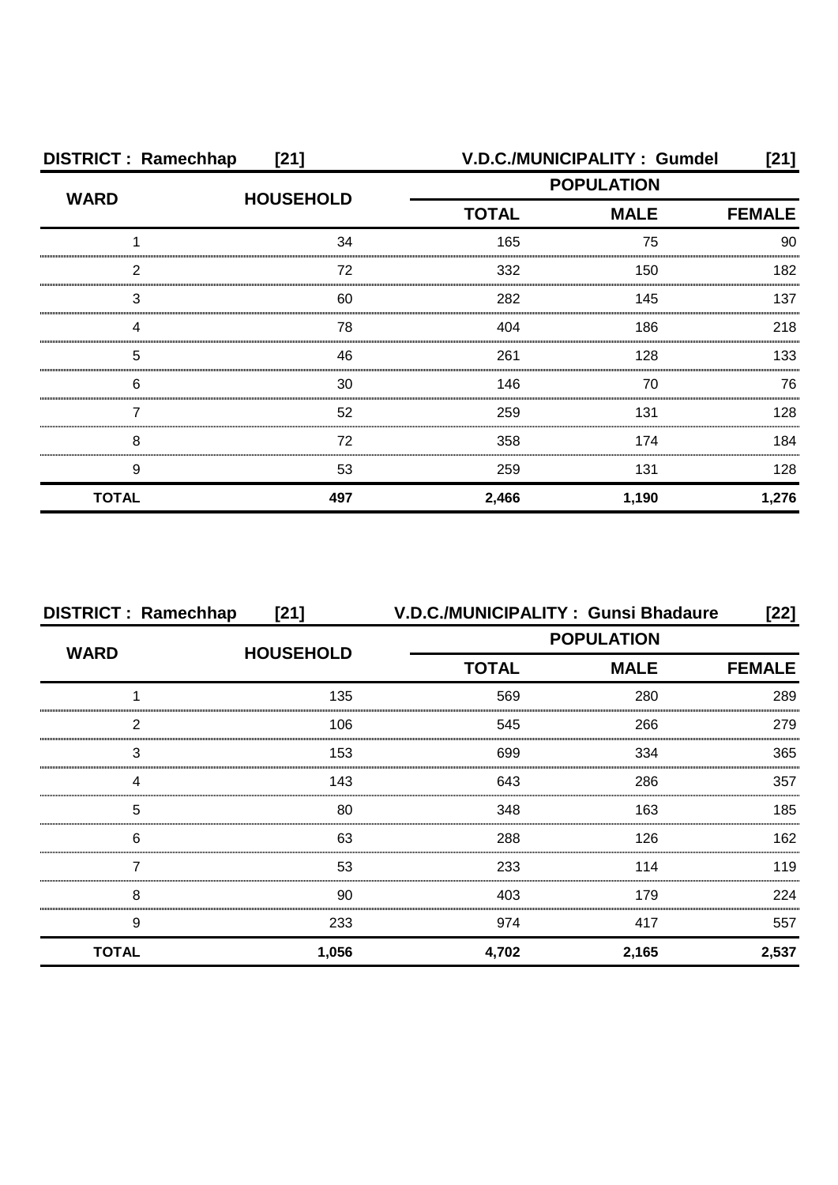**DISTRICT : Ramechhap [21] V.D.C./MUNICIPALITY : Gumdel [21]**

| WARD | HOUSEHOLD | POPULATION | | |
|---|---|---|---|---|
| | | TOTAL | MALE | FEMALE |
| 1 | 34 | 165 | 75 | 90 |
| 2 | 72 | 332 | 150 | 182 |
| 3 | 60 | 282 | 145 | 137 |
| 4 | 78 | 404 | 186 | 218 |
| 5 | 46 | 261 | 128 | 133 |
| 6 | 30 | 146 | 70 | 76 |
| 7 | 52 | 259 | 131 | 128 |
| 8 | 72 | 358 | 174 | 184 |
| 9 | 53 | 259 | 131 | 128 |
| **TOTAL** | **497** | **2,466** | **1,190** | **1,276** |

**DISTRICT : Ramechhap [21] V.D.C./MUNICIPALITY : Gunsi Bhadaure [22]**

| WARD | HOUSEHOLD | POPULATION | | |
|---|---|---|---|---|
| | | TOTAL | MALE | FEMALE |
| 1 | 135 | 569 | 280 | 289 |
| 2 | 106 | 545 | 266 | 279 |
| 3 | 153 | 699 | 334 | 365 |
| 4 | 143 | 643 | 286 | 357 |
| 5 | 80 | 348 | 163 | 185 |
| 6 | 63 | 288 | 126 | 162 |
| 7 | 53 | 233 | 114 | 119 |
| 8 | 90 | 403 | 179 | 224 |
| 9 | 233 | 974 | 417 | 557 |
| **TOTAL** | **1,056** | **4,702** | **2,165** | **2,537** |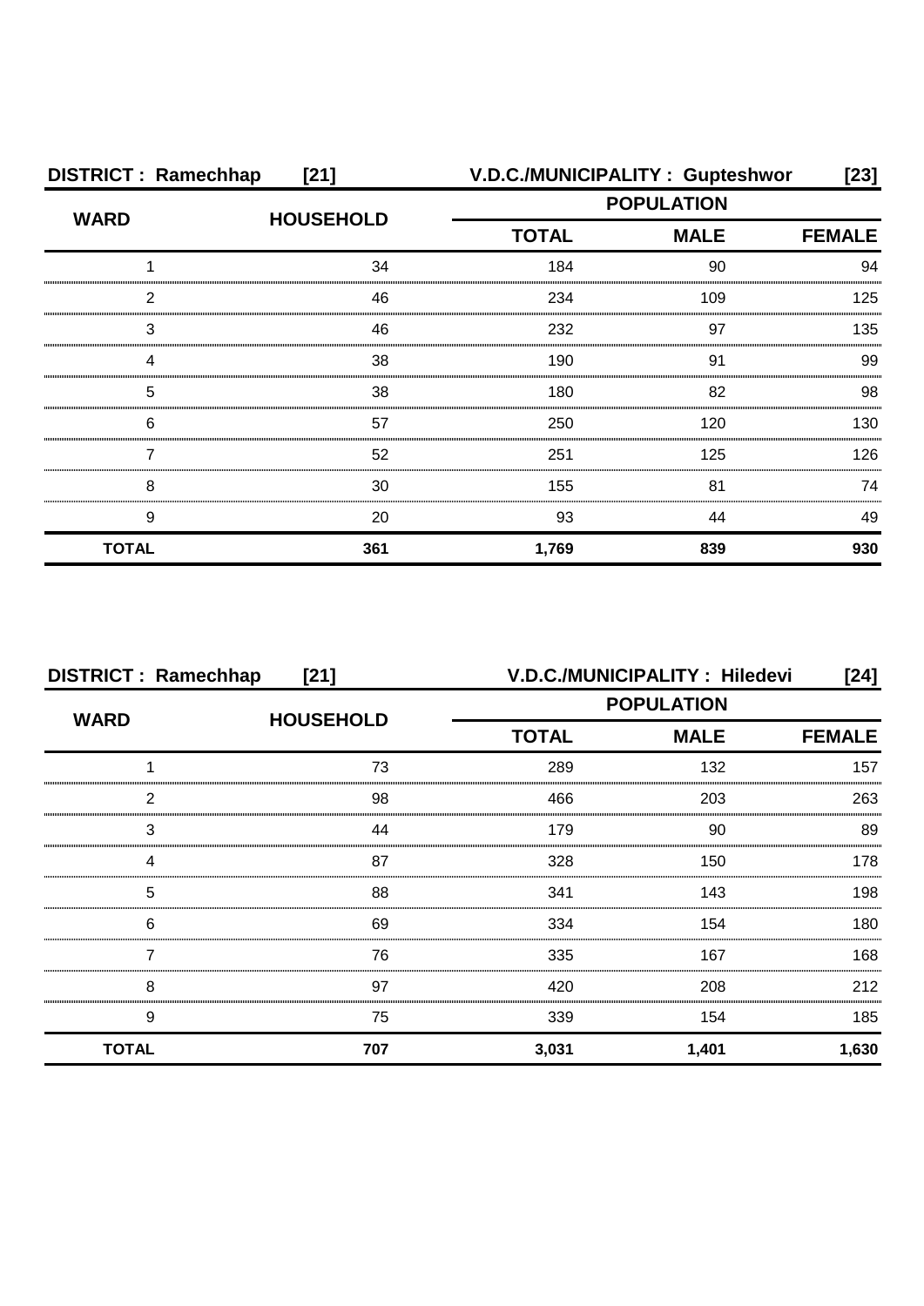| DISTRICT : Ramechhap [21] | | V.D.C./MUNICIPALITY : Gupteshwor [23] | | |
|---|---|---|---|---|
| WARD | HOUSEHOLD | POPULATION | | |
| | | TOTAL | MALE | FEMALE |
| 1 | 34 | 184 | 90 | 94 |
| 2 | 46 | 234 | 109 | 125 |
| 3 | 46 | 232 | 97 | 135 |
| 4 | 38 | 190 | 91 | 99 |
| 5 | 38 | 180 | 82 | 98 |
| 6 | 57 | 250 | 120 | 130 |
| 7 | 52 | 251 | 125 | 126 |
| 8 | 30 | 155 | 81 | 74 |
| 9 | 20 | 93 | 44 | 49 |
| **TOTAL** | **361** | **1,769** | **839** | **930** |

| DISTRICT : Ramechhap [21] | | V.D.C./MUNICIPALITY : Hiledevi [24] | | |
|---|---|---|---|---|
| WARD | HOUSEHOLD | POPULATION | | |
| | | TOTAL | MALE | FEMALE |
| 1 | 73 | 289 | 132 | 157 |
| 2 | 98 | 466 | 203 | 263 |
| 3 | 44 | 179 | 90 | 89 |
| 4 | 87 | 328 | 150 | 178 |
| 5 | 88 | 341 | 143 | 198 |
| 6 | 69 | 334 | 154 | 180 |
| 7 | 76 | 335 | 167 | 168 |
| 8 | 97 | 420 | 208 | 212 |
| 9 | 75 | 339 | 154 | 185 |
| **TOTAL** | **707** | **3,031** | **1,401** | **1,630** |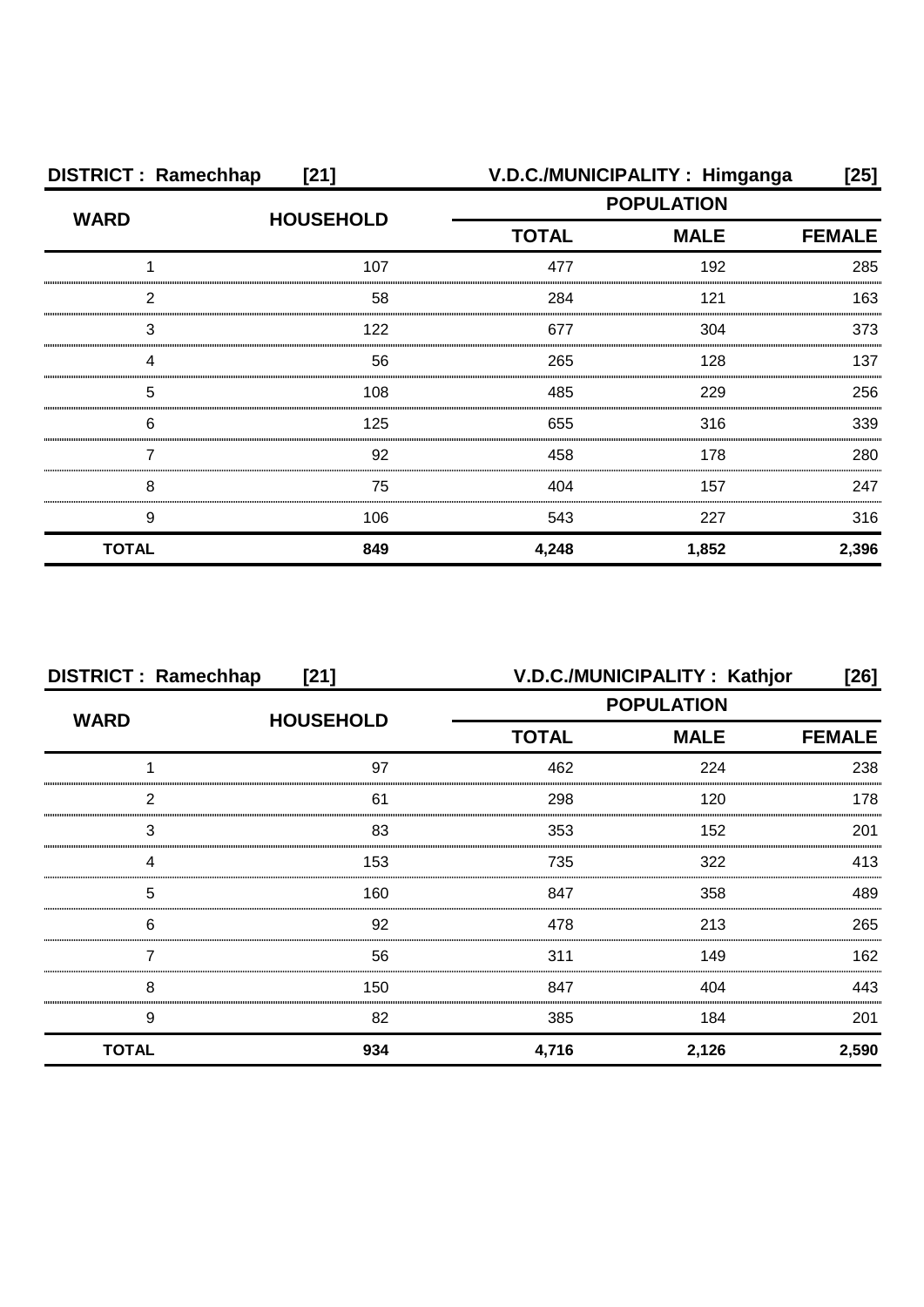**DISTRICT : Ramechhap [21]** **V.D.C./MUNICIPALITY : Himganga [25]**

| WARD | HOUSEHOLD | POPULATION | | |
|---|---|---|---|---|
| | | TOTAL | MALE | FEMALE |
| 1 | 107 | 477 | 192 | 285 |
| 2 | 58 | 284 | 121 | 163 |
| 3 | 122 | 677 | 304 | 373 |
| 4 | 56 | 265 | 128 | 137 |
| 5 | 108 | 485 | 229 | 256 |
| 6 | 125 | 655 | 316 | 339 |
| 7 | 92 | 458 | 178 | 280 |
| 8 | 75 | 404 | 157 | 247 |
| 9 | 106 | 543 | 227 | 316 |
| **TOTAL** | **849** | **4,248** | **1,852** | **2,396** |

**DISTRICT : Ramechhap [21]** **V.D.C./MUNICIPALITY : Kathjor [26]**

| WARD | HOUSEHOLD | POPULATION | | |
|---|---|---|---|---|
| | | TOTAL | MALE | FEMALE |
| 1 | 97 | 462 | 224 | 238 |
| 2 | 61 | 298 | 120 | 178 |
| 3 | 83 | 353 | 152 | 201 |
| 4 | 153 | 735 | 322 | 413 |
| 5 | 160 | 847 | 358 | 489 |
| 6 | 92 | 478 | 213 | 265 |
| 7 | 56 | 311 | 149 | 162 |
| 8 | 150 | 847 | 404 | 443 |
| 9 | 82 | 385 | 184 | 201 |
| **TOTAL** | **934** | **4,716** | **2,126** | **2,590** |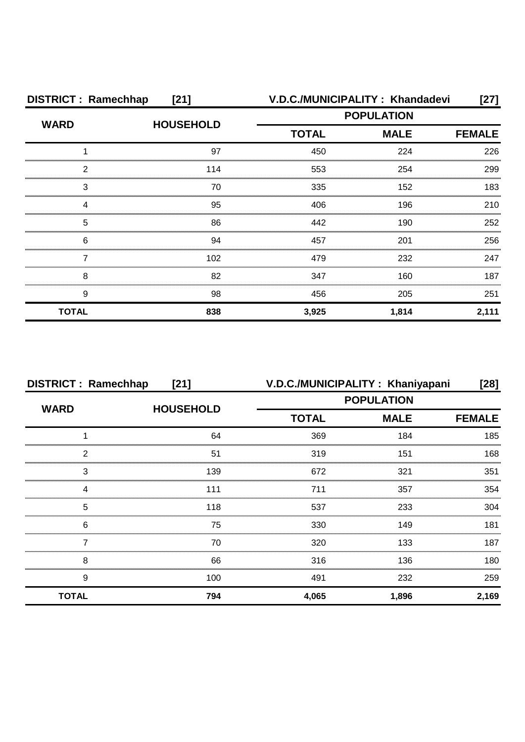**DISTRICT : Ramechhap [21] V.D.C./MUNICIPALITY : Khandadevi [27]**

| WARD | HOUSEHOLD | POPULATION | | |
|---|---|---|---|---|
| | | TOTAL | MALE | FEMALE |
| 1 | 97 | 450 | 224 | 226 |
| 2 | 114 | 553 | 254 | 299 |
| 3 | 70 | 335 | 152 | 183 |
| 4 | 95 | 406 | 196 | 210 |
| 5 | 86 | 442 | 190 | 252 |
| 6 | 94 | 457 | 201 | 256 |
| 7 | 102 | 479 | 232 | 247 |
| 8 | 82 | 347 | 160 | 187 |
| 9 | 98 | 456 | 205 | 251 |
| **TOTAL** | **838** | **3,925** | **1,814** | **2,111** |

**DISTRICT : Ramechhap [21] V.D.C./MUNICIPALITY : Khaniyapani [28]**

| WARD | HOUSEHOLD | POPULATION | | |
|---|---|---|---|---|
| | | TOTAL | MALE | FEMALE |
| 1 | 64 | 369 | 184 | 185 |
| 2 | 51 | 319 | 151 | 168 |
| 3 | 139 | 672 | 321 | 351 |
| 4 | 111 | 711 | 357 | 354 |
| 5 | 118 | 537 | 233 | 304 |
| 6 | 75 | 330 | 149 | 181 |
| 7 | 70 | 320 | 133 | 187 |
| 8 | 66 | 316 | 136 | 180 |
| 9 | 100 | 491 | 232 | 259 |
| **TOTAL** | **794** | **4,065** | **1,896** | **2,169** |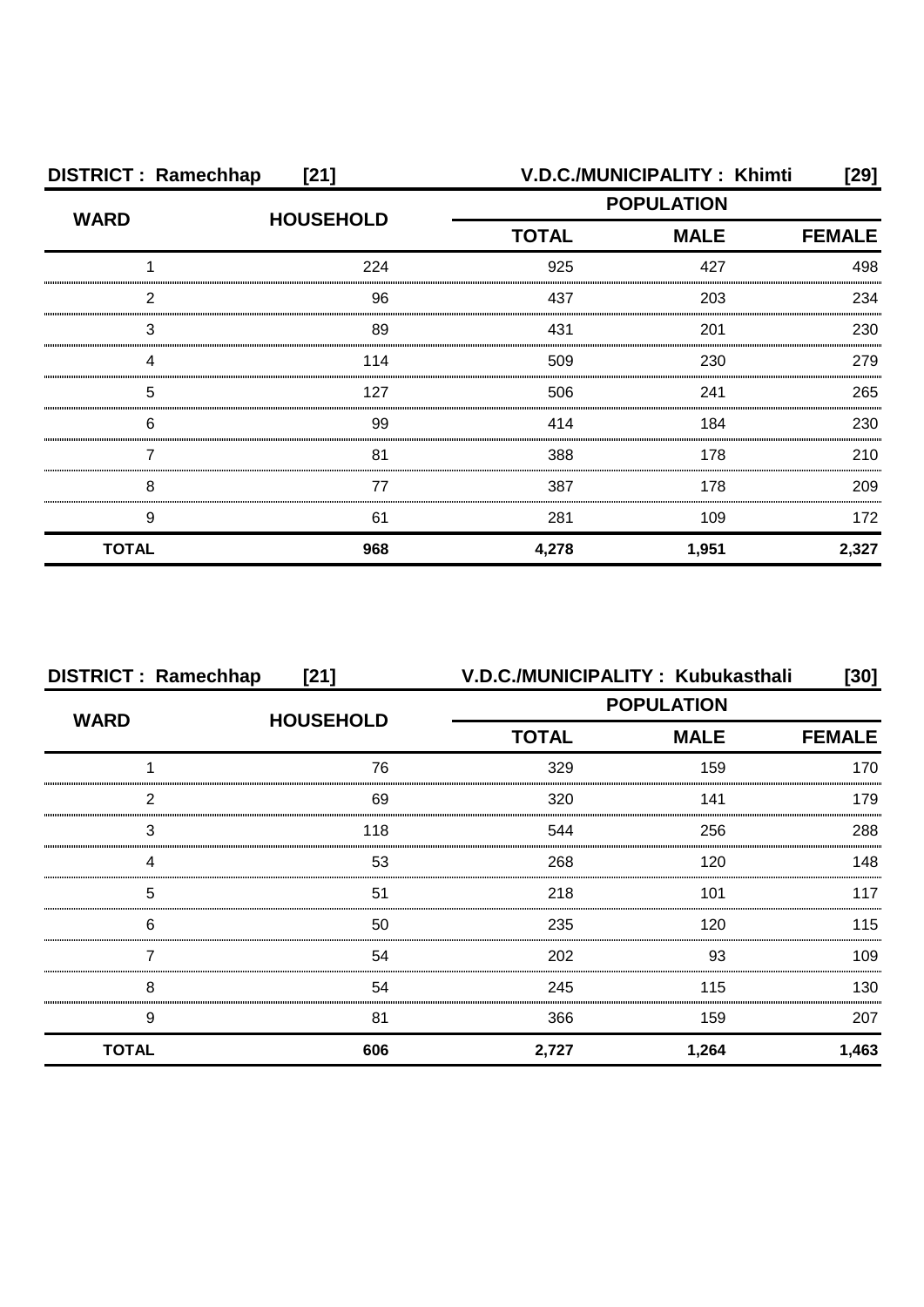**DISTRICT : Ramechhap [21] V.D.C./MUNICIPALITY : Khimti [29]**

| WARD | HOUSEHOLD | POPULATION | | |
|---|---|---|---|---|
| | | TOTAL | MALE | FEMALE |
| 1 | 224 | 925 | 427 | 498 |
| 2 | 96 | 437 | 203 | 234 |
| 3 | 89 | 431 | 201 | 230 |
| 4 | 114 | 509 | 230 | 279 |
| 5 | 127 | 506 | 241 | 265 |
| 6 | 99 | 414 | 184 | 230 |
| 7 | 81 | 388 | 178 | 210 |
| 8 | 77 | 387 | 178 | 209 |
| 9 | 61 | 281 | 109 | 172 |
| **TOTAL** | **968** | **4,278** | **1,951** | **2,327** |

**DISTRICT : Ramechhap [21] V.D.C./MUNICIPALITY : Kubukasthali [30]**

| WARD | HOUSEHOLD | POPULATION | | |
|---|---|---|---|---|
| | | TOTAL | MALE | FEMALE |
| 1 | 76 | 329 | 159 | 170 |
| 2 | 69 | 320 | 141 | 179 |
| 3 | 118 | 544 | 256 | 288 |
| 4 | 53 | 268 | 120 | 148 |
| 5 | 51 | 218 | 101 | 117 |
| 6 | 50 | 235 | 120 | 115 |
| 7 | 54 | 202 | 93 | 109 |
| 8 | 54 | 245 | 115 | 130 |
| 9 | 81 | 366 | 159 | 207 |
| **TOTAL** | **606** | **2,727** | **1,264** | **1,463** |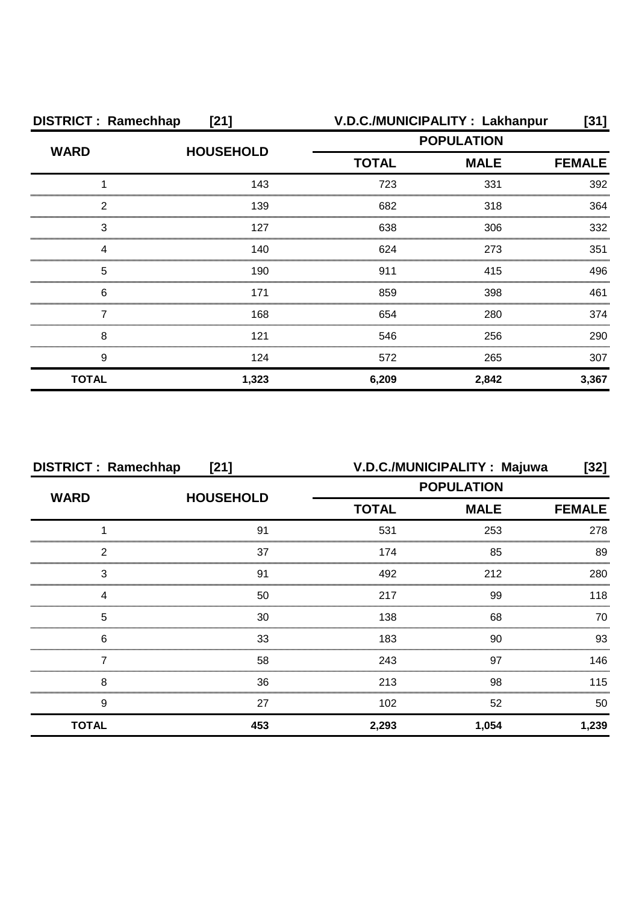| DISTRICT : Ramechhap | [21] | V.D.C./MUNICIPALITY : Lakhanpur | | [31] |
|---|---|---|---|---|
| WARD | HOUSEHOLD | POPULATION | | |
| | | TOTAL | MALE | FEMALE |
| 1 | 143 | 723 | 331 | 392 |
| 2 | 139 | 682 | 318 | 364 |
| 3 | 127 | 638 | 306 | 332 |
| 4 | 140 | 624 | 273 | 351 |
| 5 | 190 | 911 | 415 | 496 |
| 6 | 171 | 859 | 398 | 461 |
| 7 | 168 | 654 | 280 | 374 |
| 8 | 121 | 546 | 256 | 290 |
| 9 | 124 | 572 | 265 | 307 |
| **TOTAL** | **1,323** | **6,209** | **2,842** | **3,367** |

| DISTRICT : Ramechhap | [21] | V.D.C./MUNICIPALITY : Majuwa | | [32] |
|---|---|---|---|---|
| WARD | HOUSEHOLD | POPULATION | | |
| | | TOTAL | MALE | FEMALE |
| 1 | 91 | 531 | 253 | 278 |
| 2 | 37 | 174 | 85 | 89 |
| 3 | 91 | 492 | 212 | 280 |
| 4 | 50 | 217 | 99 | 118 |
| 5 | 30 | 138 | 68 | 70 |
| 6 | 33 | 183 | 90 | 93 |
| 7 | 58 | 243 | 97 | 146 |
| 8 | 36 | 213 | 98 | 115 |
| 9 | 27 | 102 | 52 | 50 |
| **TOTAL** | **453** | **2,293** | **1,054** | **1,239** |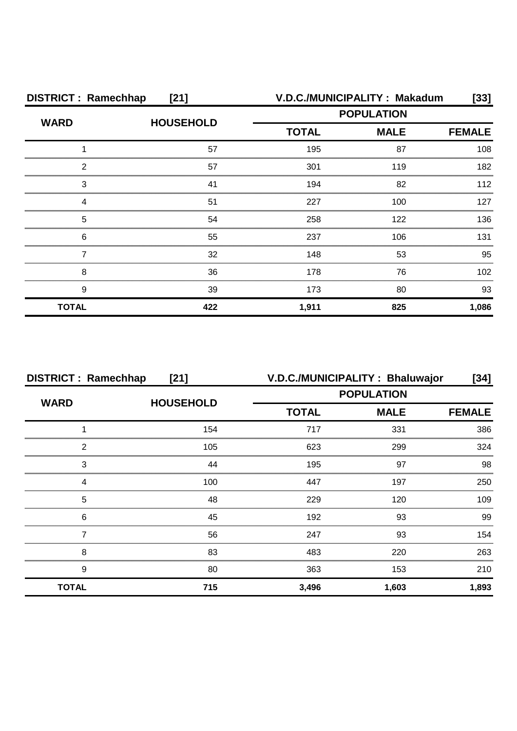**DISTRICT : Ramechhap [21] V.D.C./MUNICIPALITY : Makadum [33]**

| WARD | HOUSEHOLD | POPULATION | | |
|---|---|---|---|---|
| | | TOTAL | MALE | FEMALE |
| 1 | 57 | 195 | 87 | 108 |
| 2 | 57 | 301 | 119 | 182 |
| 3 | 41 | 194 | 82 | 112 |
| 4 | 51 | 227 | 100 | 127 |
| 5 | 54 | 258 | 122 | 136 |
| 6 | 55 | 237 | 106 | 131 |
| 7 | 32 | 148 | 53 | 95 |
| 8 | 36 | 178 | 76 | 102 |
| 9 | 39 | 173 | 80 | 93 |
| **TOTAL** | **422** | **1,911** | **825** | **1,086** |

**DISTRICT : Ramechhap [21] V.D.C./MUNICIPALITY : Bhaluwajor [34]**

| WARD | HOUSEHOLD | POPULATION | | |
|---|---|---|---|---|
| | | TOTAL | MALE | FEMALE |
| 1 | 154 | 717 | 331 | 386 |
| 2 | 105 | 623 | 299 | 324 |
| 3 | 44 | 195 | 97 | 98 |
| 4 | 100 | 447 | 197 | 250 |
| 5 | 48 | 229 | 120 | 109 |
| 6 | 45 | 192 | 93 | 99 |
| 7 | 56 | 247 | 93 | 154 |
| 8 | 83 | 483 | 220 | 263 |
| 9 | 80 | 363 | 153 | 210 |
| **TOTAL** | **715** | **3,496** | **1,603** | **1,893** |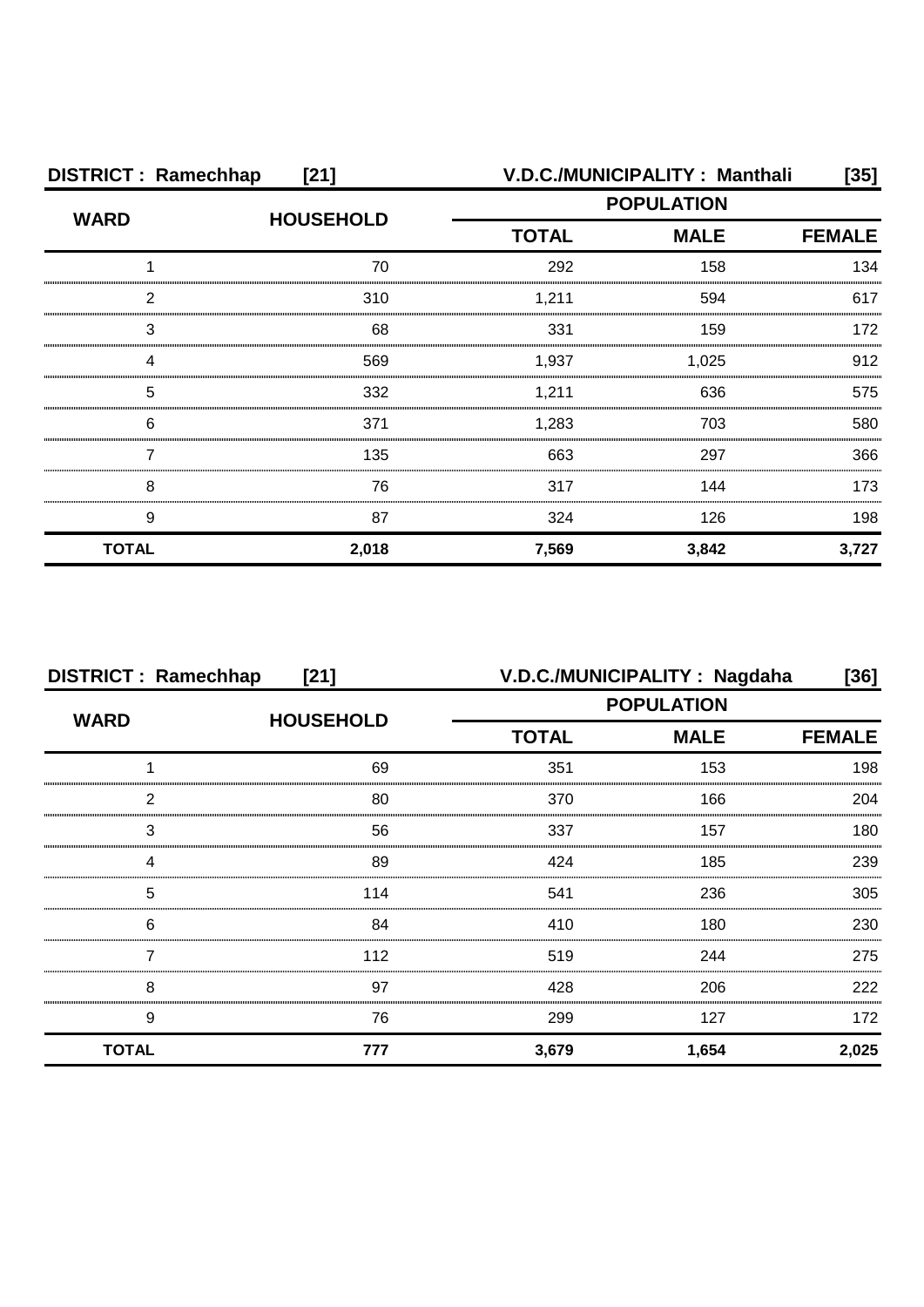**DISTRICT : Ramechhap [21]** **V.D.C./MUNICIPALITY : Manthali [35]**

| WARD | HOUSEHOLD | POPULATION | | |
|---|---|---|---|---|
| | | TOTAL | MALE | FEMALE |
| 1 | 70 | 292 | 158 | 134 |
| 2 | 310 | 1,211 | 594 | 617 |
| 3 | 68 | 331 | 159 | 172 |
| 4 | 569 | 1,937 | 1,025 | 912 |
| 5 | 332 | 1,211 | 636 | 575 |
| 6 | 371 | 1,283 | 703 | 580 |
| 7 | 135 | 663 | 297 | 366 |
| 8 | 76 | 317 | 144 | 173 |
| 9 | 87 | 324 | 126 | 198 |
| **TOTAL** | **2,018** | **7,569** | **3,842** | **3,727** |

**DISTRICT : Ramechhap [21]** **V.D.C./MUNICIPALITY : Nagdaha [36]**

| WARD | HOUSEHOLD | POPULATION | | |
|---|---|---|---|---|
| | | TOTAL | MALE | FEMALE |
| 1 | 69 | 351 | 153 | 198 |
| 2 | 80 | 370 | 166 | 204 |
| 3 | 56 | 337 | 157 | 180 |
| 4 | 89 | 424 | 185 | 239 |
| 5 | 114 | 541 | 236 | 305 |
| 6 | 84 | 410 | 180 | 230 |
| 7 | 112 | 519 | 244 | 275 |
| 8 | 97 | 428 | 206 | 222 |
| 9 | 76 | 299 | 127 | 172 |
| **TOTAL** | **777** | **3,679** | **1,654** | **2,025** |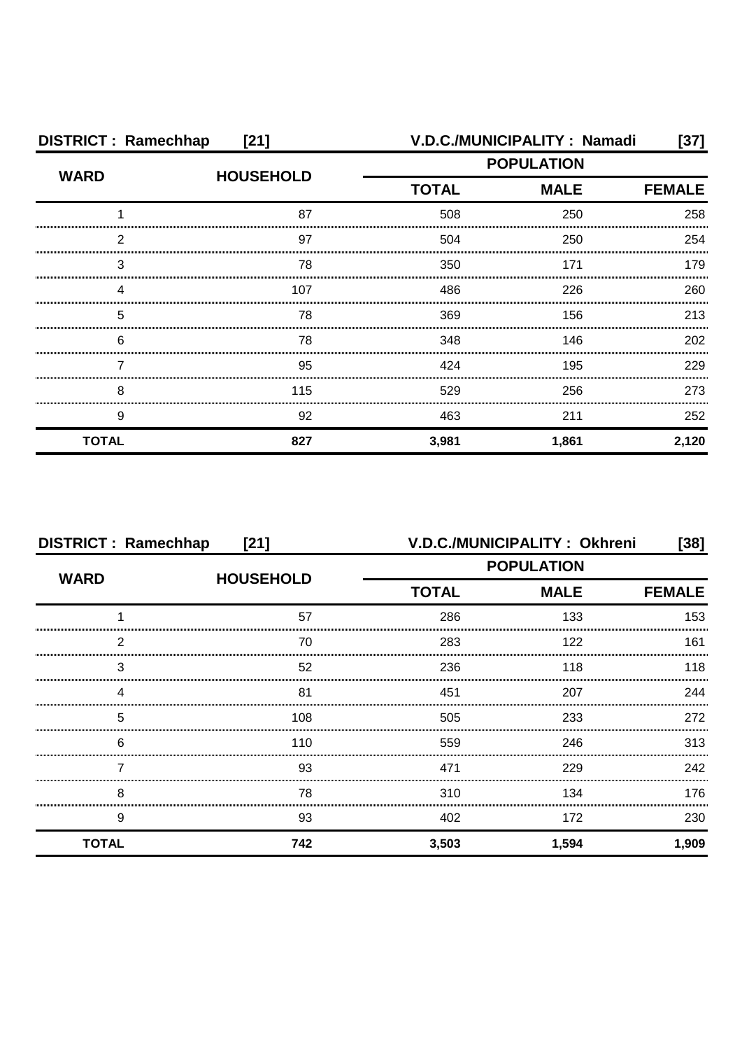**DISTRICT : Ramechhap [21]** **V.D.C./MUNICIPALITY : Namadi [37]**

| WARD | HOUSEHOLD | POPULATION | | |
|---|---|---|---|---|
| | | TOTAL | MALE | FEMALE |
| 1 | 87 | 508 | 250 | 258 |
| 2 | 97 | 504 | 250 | 254 |
| 3 | 78 | 350 | 171 | 179 |
| 4 | 107 | 486 | 226 | 260 |
| 5 | 78 | 369 | 156 | 213 |
| 6 | 78 | 348 | 146 | 202 |
| 7 | 95 | 424 | 195 | 229 |
| 8 | 115 | 529 | 256 | 273 |
| 9 | 92 | 463 | 211 | 252 |
| **TOTAL** | **827** | **3,981** | **1,861** | **2,120** |

**DISTRICT : Ramechhap [21]** **V.D.C./MUNICIPALITY : Okhreni [38]**

| WARD | HOUSEHOLD | POPULATION | | |
|---|---|---|---|---|
| | | TOTAL | MALE | FEMALE |
| 1 | 57 | 286 | 133 | 153 |
| 2 | 70 | 283 | 122 | 161 |
| 3 | 52 | 236 | 118 | 118 |
| 4 | 81 | 451 | 207 | 244 |
| 5 | 108 | 505 | 233 | 272 |
| 6 | 110 | 559 | 246 | 313 |
| 7 | 93 | 471 | 229 | 242 |
| 8 | 78 | 310 | 134 | 176 |
| 9 | 93 | 402 | 172 | 230 |
| **TOTAL** | **742** | **3,503** | **1,594** | **1,909** |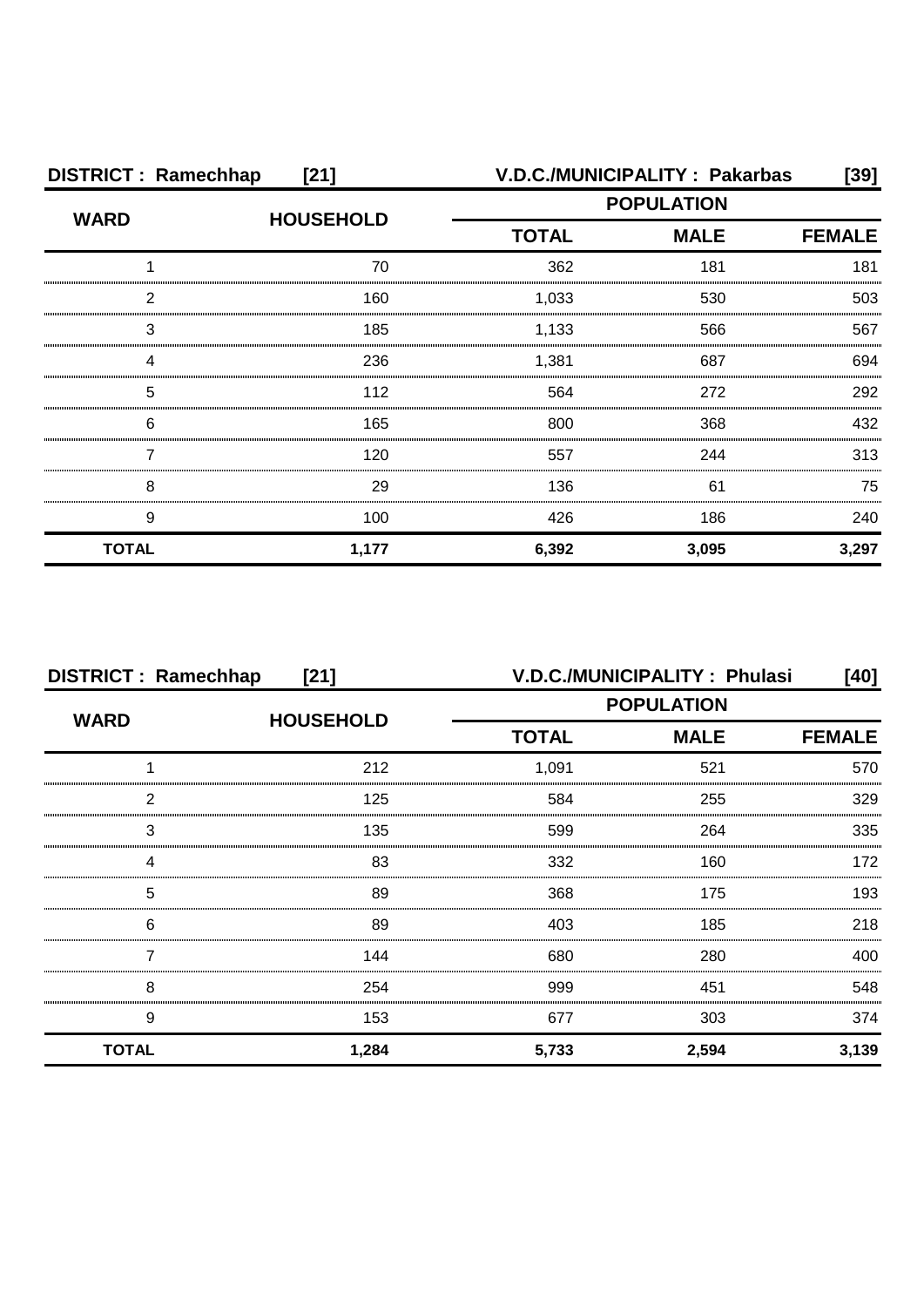**DISTRICT : Ramechhap [21]** **V.D.C./MUNICIPALITY : Pakarbas [39]**

| WARD | HOUSEHOLD | POPULATION | | |
|---|---|---|---|---|
| | | TOTAL | MALE | FEMALE |
| 1 | 70 | 362 | 181 | 181 |
| 2 | 160 | 1,033 | 530 | 503 |
| 3 | 185 | 1,133 | 566 | 567 |
| 4 | 236 | 1,381 | 687 | 694 |
| 5 | 112 | 564 | 272 | 292 |
| 6 | 165 | 800 | 368 | 432 |
| 7 | 120 | 557 | 244 | 313 |
| 8 | 29 | 136 | 61 | 75 |
| 9 | 100 | 426 | 186 | 240 |
| **TOTAL** | **1,177** | **6,392** | **3,095** | **3,297** |

**DISTRICT : Ramechhap [21]** **V.D.C./MUNICIPALITY : Phulasi [40]**

| WARD | HOUSEHOLD | POPULATION | | |
|---|---|---|---|---|
| | | TOTAL | MALE | FEMALE |
| 1 | 212 | 1,091 | 521 | 570 |
| 2 | 125 | 584 | 255 | 329 |
| 3 | 135 | 599 | 264 | 335 |
| 4 | 83 | 332 | 160 | 172 |
| 5 | 89 | 368 | 175 | 193 |
| 6 | 89 | 403 | 185 | 218 |
| 7 | 144 | 680 | 280 | 400 |
| 8 | 254 | 999 | 451 | 548 |
| 9 | 153 | 677 | 303 | 374 |
| **TOTAL** | **1,284** | **5,733** | **2,594** | **3,139** |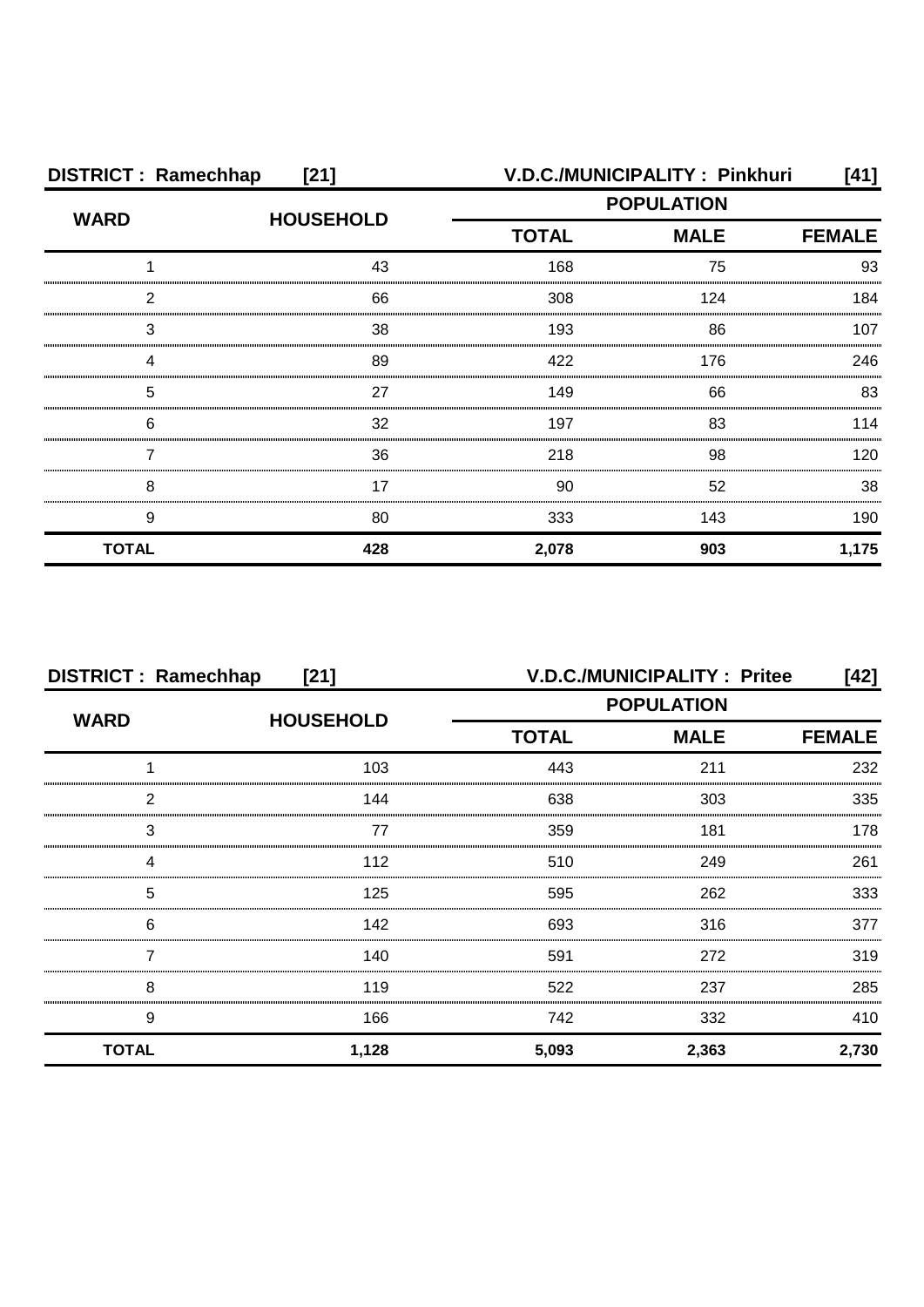**DISTRICT : Ramechhap [21] V.D.C./MUNICIPALITY : Pinkhuri [41]**

| WARD | HOUSEHOLD | POPULATION | | |
|---|---|---|---|---|
| | | TOTAL | MALE | FEMALE |
| 1 | 43 | 168 | 75 | 93 |
| 2 | 66 | 308 | 124 | 184 |
| 3 | 38 | 193 | 86 | 107 |
| 4 | 89 | 422 | 176 | 246 |
| 5 | 27 | 149 | 66 | 83 |
| 6 | 32 | 197 | 83 | 114 |
| 7 | 36 | 218 | 98 | 120 |
| 8 | 17 | 90 | 52 | 38 |
| 9 | 80 | 333 | 143 | 190 |
| **TOTAL** | **428** | **2,078** | **903** | **1,175** |

**DISTRICT : Ramechhap [21] V.D.C./MUNICIPALITY : Pritee [42]**

| WARD | HOUSEHOLD | POPULATION | | |
|---|---|---|---|---|
| | | TOTAL | MALE | FEMALE |
| 1 | 103 | 443 | 211 | 232 |
| 2 | 144 | 638 | 303 | 335 |
| 3 | 77 | 359 | 181 | 178 |
| 4 | 112 | 510 | 249 | 261 |
| 5 | 125 | 595 | 262 | 333 |
| 6 | 142 | 693 | 316 | 377 |
| 7 | 140 | 591 | 272 | 319 |
| 8 | 119 | 522 | 237 | 285 |
| 9 | 166 | 742 | 332 | 410 |
| **TOTAL** | **1,128** | **5,093** | **2,363** | **2,730** |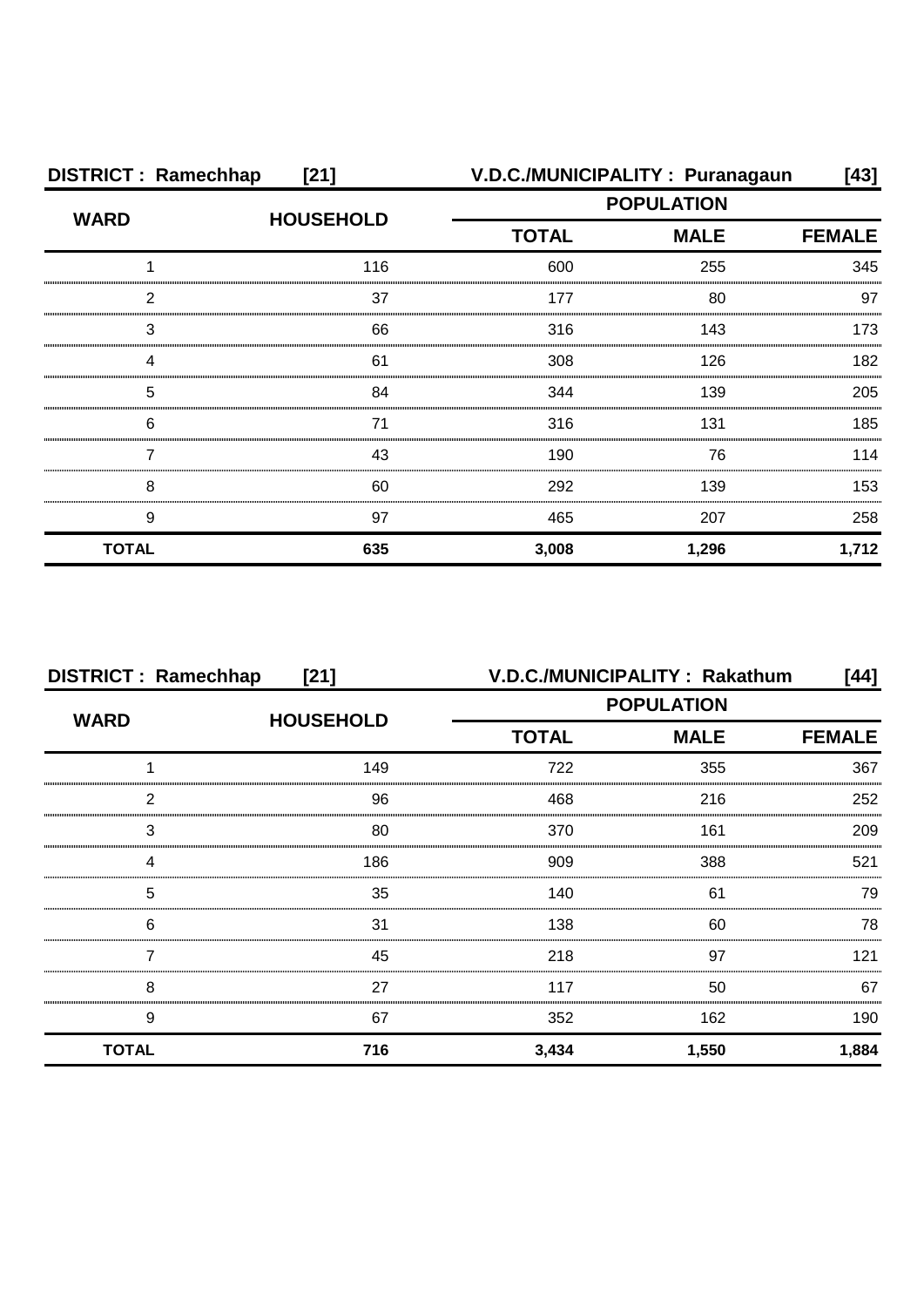| DISTRICT : Ramechhap | [21] | V.D.C./MUNICIPALITY : Puranagaun | | [43] |
|---|---|---|---|---|
| WARD | HOUSEHOLD | POPULATION | | |
| | | TOTAL | MALE | FEMALE |
| 1 | 116 | 600 | 255 | 345 |
| 2 | 37 | 177 | 80 | 97 |
| 3 | 66 | 316 | 143 | 173 |
| 4 | 61 | 308 | 126 | 182 |
| 5 | 84 | 344 | 139 | 205 |
| 6 | 71 | 316 | 131 | 185 |
| 7 | 43 | 190 | 76 | 114 |
| 8 | 60 | 292 | 139 | 153 |
| 9 | 97 | 465 | 207 | 258 |
| **TOTAL** | **635** | **3,008** | **1,296** | **1,712** |

| DISTRICT : Ramechhap | [21] | V.D.C./MUNICIPALITY : Rakathum | | [44] |
|---|---|---|---|---|
| WARD | HOUSEHOLD | POPULATION | | |
| | | TOTAL | MALE | FEMALE |
| 1 | 149 | 722 | 355 | 367 |
| 2 | 96 | 468 | 216 | 252 |
| 3 | 80 | 370 | 161 | 209 |
| 4 | 186 | 909 | 388 | 521 |
| 5 | 35 | 140 | 61 | 79 |
| 6 | 31 | 138 | 60 | 78 |
| 7 | 45 | 218 | 97 | 121 |
| 8 | 27 | 117 | 50 | 67 |
| 9 | 67 | 352 | 162 | 190 |
| **TOTAL** | **716** | **3,434** | **1,550** | **1,884** |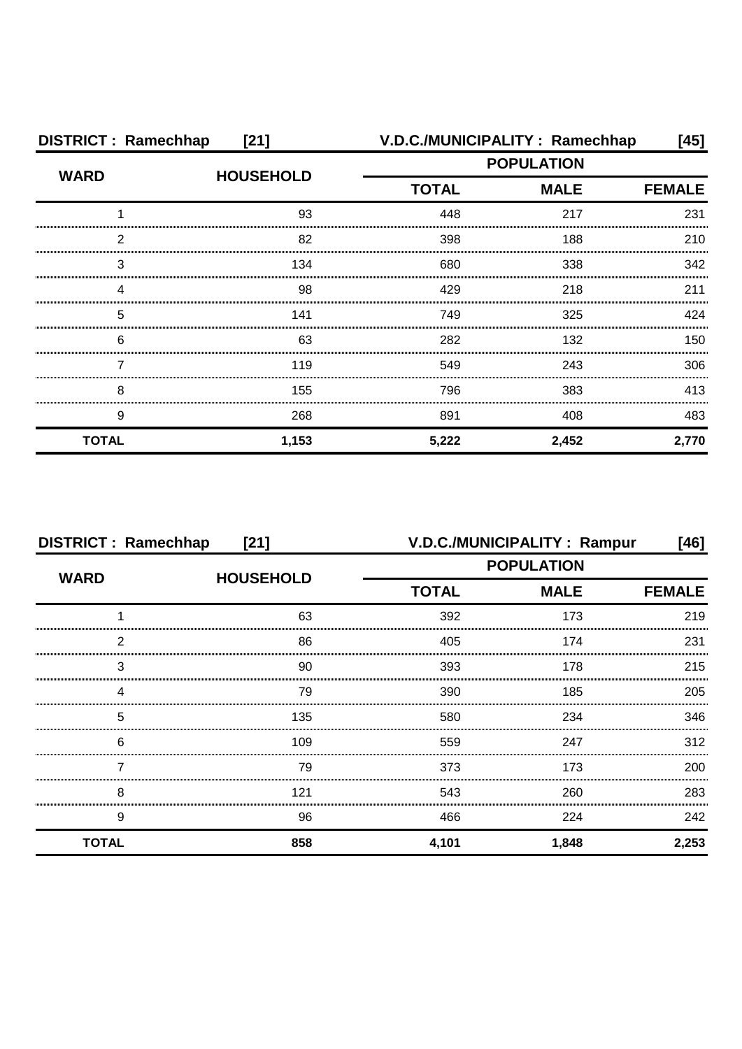**DISTRICT : Ramechhap [21]** **V.D.C./MUNICIPALITY : Ramechhap [45]**

| WARD | HOUSEHOLD | POPULATION | | |
|---|---|---|---|---|
| | | TOTAL | MALE | FEMALE |
| 1 | 93 | 448 | 217 | 231 |
| 2 | 82 | 398 | 188 | 210 |
| 3 | 134 | 680 | 338 | 342 |
| 4 | 98 | 429 | 218 | 211 |
| 5 | 141 | 749 | 325 | 424 |
| 6 | 63 | 282 | 132 | 150 |
| 7 | 119 | 549 | 243 | 306 |
| 8 | 155 | 796 | 383 | 413 |
| 9 | 268 | 891 | 408 | 483 |
| **TOTAL** | **1,153** | **5,222** | **2,452** | **2,770** |

**DISTRICT : Ramechhap [21]** **V.D.C./MUNICIPALITY : Rampur [46]**

| WARD | HOUSEHOLD | POPULATION | | |
|---|---|---|---|---|
| | | TOTAL | MALE | FEMALE |
| 1 | 63 | 392 | 173 | 219 |
| 2 | 86 | 405 | 174 | 231 |
| 3 | 90 | 393 | 178 | 215 |
| 4 | 79 | 390 | 185 | 205 |
| 5 | 135 | 580 | 234 | 346 |
| 6 | 109 | 559 | 247 | 312 |
| 7 | 79 | 373 | 173 | 200 |
| 8 | 121 | 543 | 260 | 283 |
| 9 | 96 | 466 | 224 | 242 |
| **TOTAL** | **858** | **4,101** | **1,848** | **2,253** |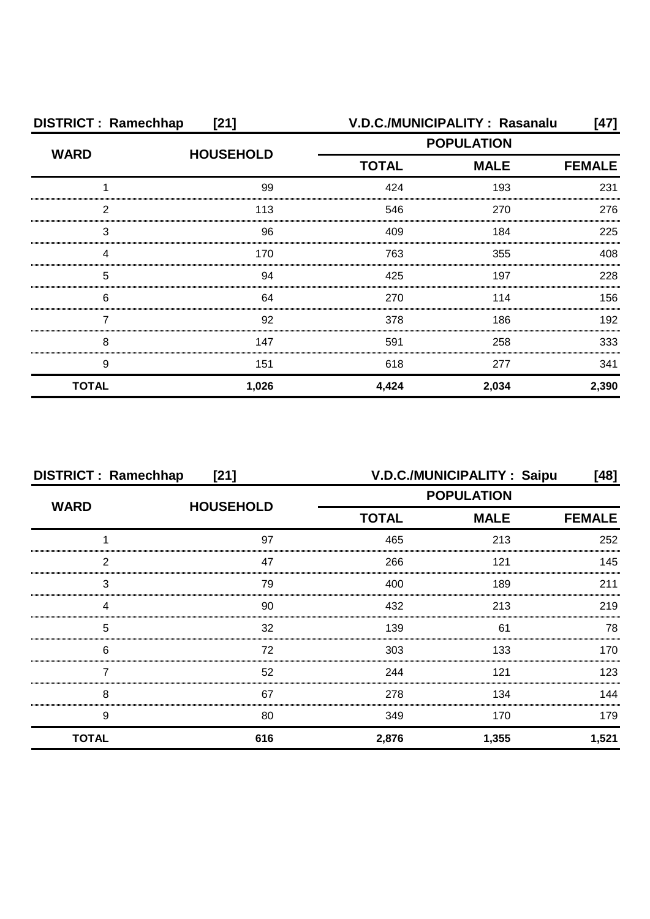| DISTRICT : Ramechhap [21] | | V.D.C./MUNICIPALITY : Rasanalu [47] | | |
|---|---|---|---|---|
| WARD | HOUSEHOLD | POPULATION | | |
| | | TOTAL | MALE | FEMALE |
| 1 | 99 | 424 | 193 | 231 |
| 2 | 113 | 546 | 270 | 276 |
| 3 | 96 | 409 | 184 | 225 |
| 4 | 170 | 763 | 355 | 408 |
| 5 | 94 | 425 | 197 | 228 |
| 6 | 64 | 270 | 114 | 156 |
| 7 | 92 | 378 | 186 | 192 |
| 8 | 147 | 591 | 258 | 333 |
| 9 | 151 | 618 | 277 | 341 |
| **TOTAL** | **1,026** | **4,424** | **2,034** | **2,390** |

| DISTRICT : Ramechhap [21] | | V.D.C./MUNICIPALITY : Saipu [48] | | |
|---|---|---|---|---|
| WARD | HOUSEHOLD | POPULATION | | |
| | | TOTAL | MALE | FEMALE |
| 1 | 97 | 465 | 213 | 252 |
| 2 | 47 | 266 | 121 | 145 |
| 3 | 79 | 400 | 189 | 211 |
| 4 | 90 | 432 | 213 | 219 |
| 5 | 32 | 139 | 61 | 78 |
| 6 | 72 | 303 | 133 | 170 |
| 7 | 52 | 244 | 121 | 123 |
| 8 | 67 | 278 | 134 | 144 |
| 9 | 80 | 349 | 170 | 179 |
| **TOTAL** | **616** | **2,876** | **1,355** | **1,521** |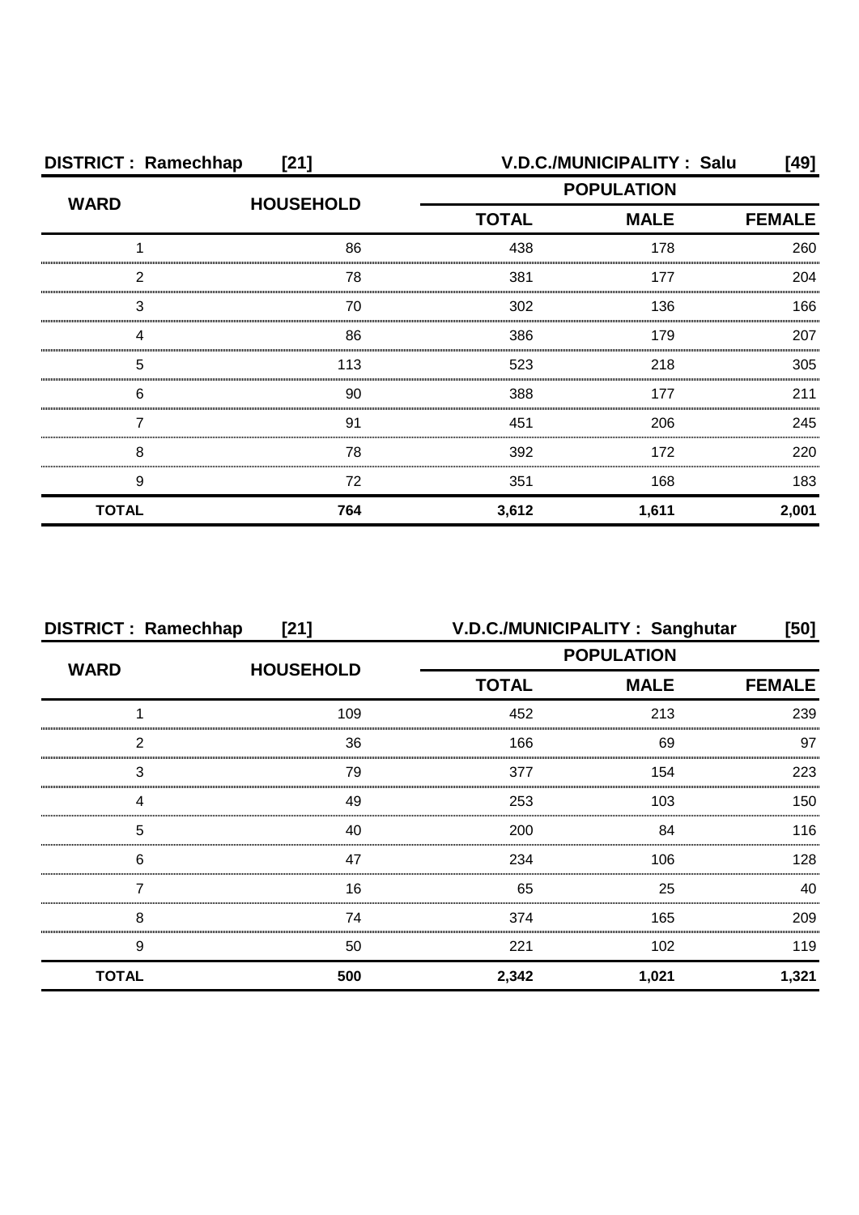| DISTRICT : Ramechhap [21] | | V.D.C./MUNICIPALITY : Salu [49] | | |
|---|---|---|---|---|
| **WARD** | **HOUSEHOLD** | **POPULATION** | | |
| | | **TOTAL** | **MALE** | **FEMALE** |
| 1 | 86 | 438 | 178 | 260 |
| 2 | 78 | 381 | 177 | 204 |
| 3 | 70 | 302 | 136 | 166 |
| 4 | 86 | 386 | 179 | 207 |
| 5 | 113 | 523 | 218 | 305 |
| 6 | 90 | 388 | 177 | 211 |
| 7 | 91 | 451 | 206 | 245 |
| 8 | 78 | 392 | 172 | 220 |
| 9 | 72 | 351 | 168 | 183 |
| **TOTAL** | **764** | **3,612** | **1,611** | **2,001** |

| DISTRICT : Ramechhap [21] | | V.D.C./MUNICIPALITY : Sanghutar [50] | | |
|---|---|---|---|---|
| **WARD** | **HOUSEHOLD** | **POPULATION** | | |
| | | **TOTAL** | **MALE** | **FEMALE** |
| 1 | 109 | 452 | 213 | 239 |
| 2 | 36 | 166 | 69 | 97 |
| 3 | 79 | 377 | 154 | 223 |
| 4 | 49 | 253 | 103 | 150 |
| 5 | 40 | 200 | 84 | 116 |
| 6 | 47 | 234 | 106 | 128 |
| 7 | 16 | 65 | 25 | 40 |
| 8 | 74 | 374 | 165 | 209 |
| 9 | 50 | 221 | 102 | 119 |
| **TOTAL** | **500** | **2,342** | **1,021** | **1,321** |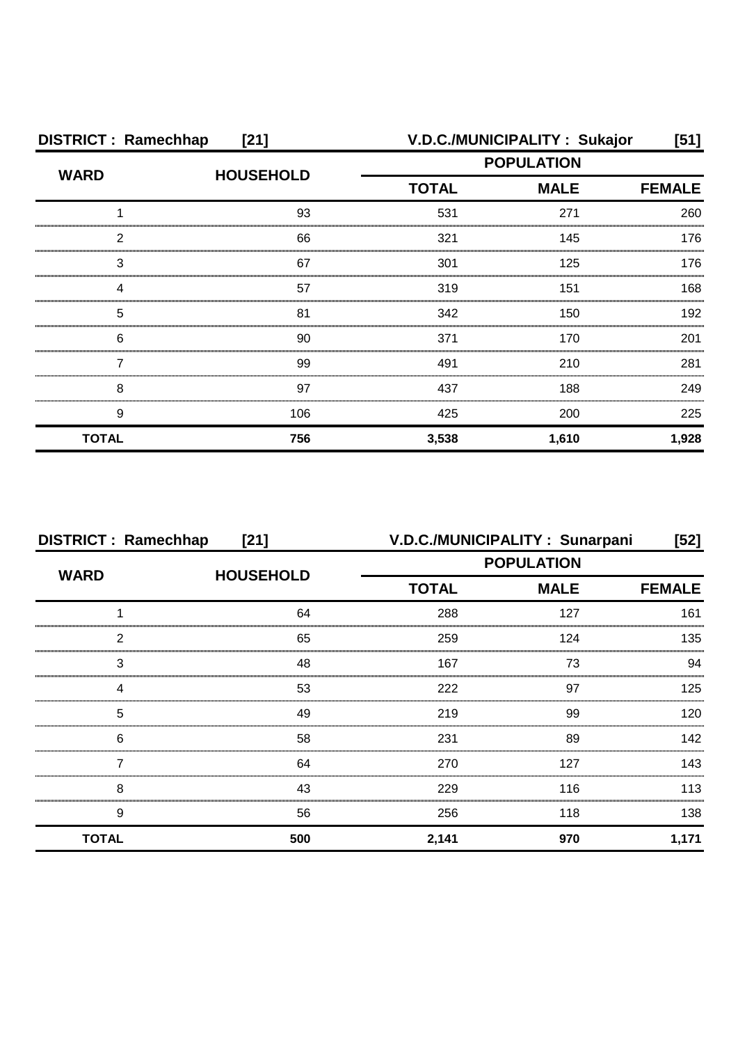| DISTRICT : Ramechhap | [21] | V.D.C./MUNICIPALITY : Sukajor | | [51] |
|---|---|---|---|---|
| WARD | HOUSEHOLD | POPULATION | | |
| | | TOTAL | MALE | FEMALE |
| 1 | 93 | 531 | 271 | 260 |
| 2 | 66 | 321 | 145 | 176 |
| 3 | 67 | 301 | 125 | 176 |
| 4 | 57 | 319 | 151 | 168 |
| 5 | 81 | 342 | 150 | 192 |
| 6 | 90 | 371 | 170 | 201 |
| 7 | 99 | 491 | 210 | 281 |
| 8 | 97 | 437 | 188 | 249 |
| 9 | 106 | 425 | 200 | 225 |
| **TOTAL** | **756** | **3,538** | **1,610** | **1,928** |

| DISTRICT : Ramechhap | [21] | V.D.C./MUNICIPALITY : Sunarpani | | [52] |
|---|---|---|---|---|
| WARD | HOUSEHOLD | POPULATION | | |
| | | TOTAL | MALE | FEMALE |
| 1 | 64 | 288 | 127 | 161 |
| 2 | 65 | 259 | 124 | 135 |
| 3 | 48 | 167 | 73 | 94 |
| 4 | 53 | 222 | 97 | 125 |
| 5 | 49 | 219 | 99 | 120 |
| 6 | 58 | 231 | 89 | 142 |
| 7 | 64 | 270 | 127 | 143 |
| 8 | 43 | 229 | 116 | 113 |
| 9 | 56 | 256 | 118 | 138 |
| **TOTAL** | **500** | **2,141** | **970** | **1,171** |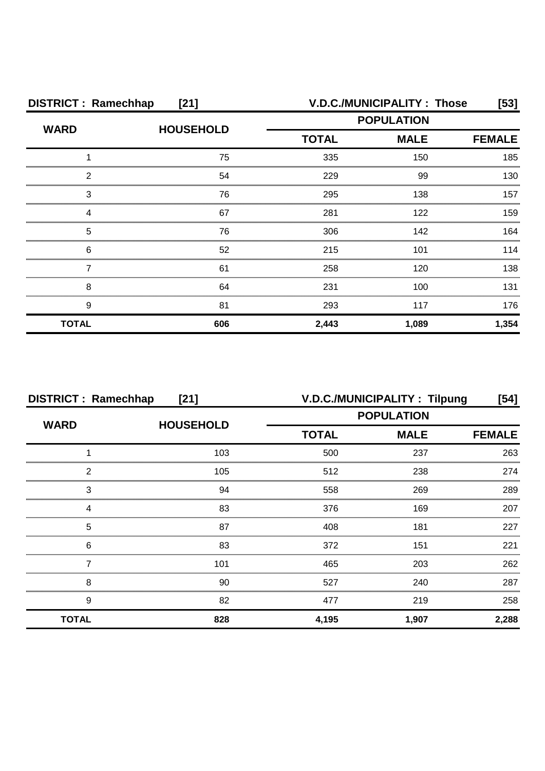**DISTRICT : Ramechhap [21]** **V.D.C./MUNICIPALITY : Those [53]**

| WARD | HOUSEHOLD | POPULATION | | |
|---|---|---|---|---|
| | | TOTAL | MALE | FEMALE |
| 1 | 75 | 335 | 150 | 185 |
| 2 | 54 | 229 | 99 | 130 |
| 3 | 76 | 295 | 138 | 157 |
| 4 | 67 | 281 | 122 | 159 |
| 5 | 76 | 306 | 142 | 164 |
| 6 | 52 | 215 | 101 | 114 |
| 7 | 61 | 258 | 120 | 138 |
| 8 | 64 | 231 | 100 | 131 |
| 9 | 81 | 293 | 117 | 176 |
| **TOTAL** | **606** | **2,443** | **1,089** | **1,354** |

**DISTRICT : Ramechhap [21]** **V.D.C./MUNICIPALITY : Tilpung [54]**

| WARD | HOUSEHOLD | POPULATION | | |
|---|---|---|---|---|
| | | TOTAL | MALE | FEMALE |
| 1 | 103 | 500 | 237 | 263 |
| 2 | 105 | 512 | 238 | 274 |
| 3 | 94 | 558 | 269 | 289 |
| 4 | 83 | 376 | 169 | 207 |
| 5 | 87 | 408 | 181 | 227 |
| 6 | 83 | 372 | 151 | 221 |
| 7 | 101 | 465 | 203 | 262 |
| 8 | 90 | 527 | 240 | 287 |
| 9 | 82 | 477 | 219 | 258 |
| **TOTAL** | **828** | **4,195** | **1,907** | **2,288** |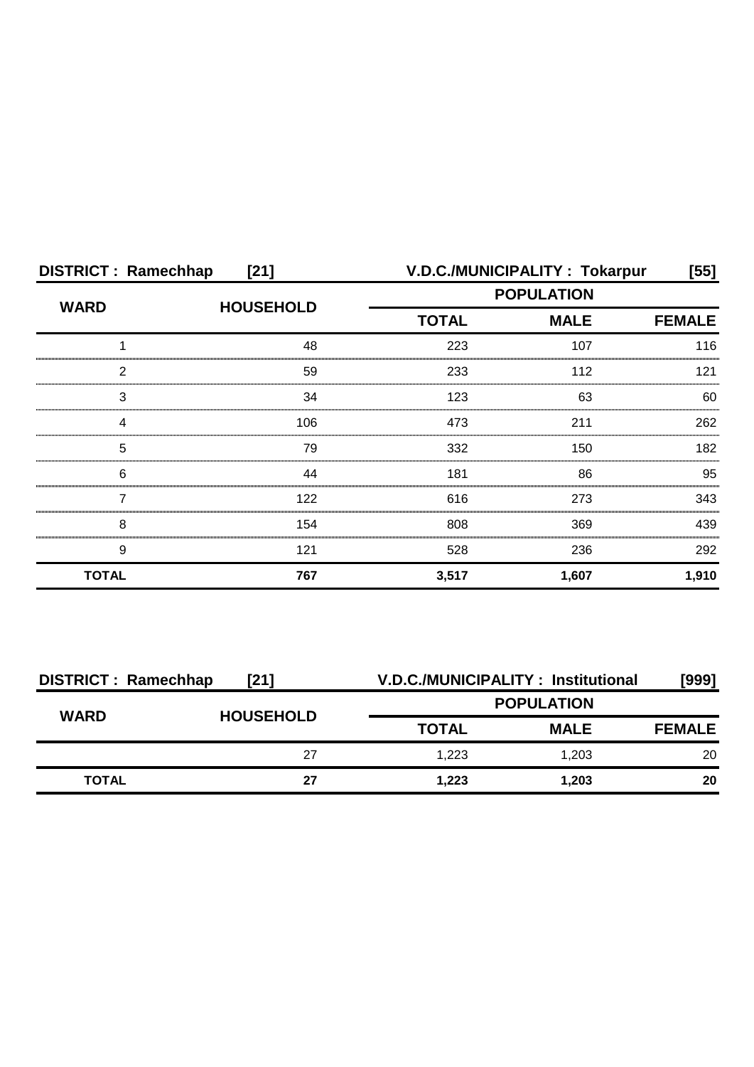| DISTRICT : Ramechhap | [21] | V.D.C./MUNICIPALITY : Tokarpur | | [55] |
|---|---|---|---|---|
| WARD | HOUSEHOLD | POPULATION | | |
| | | TOTAL | MALE | FEMALE |
| 1 | 48 | 223 | 107 | 116 |
| 2 | 59 | 233 | 112 | 121 |
| 3 | 34 | 123 | 63 | 60 |
| 4 | 106 | 473 | 211 | 262 |
| 5 | 79 | 332 | 150 | 182 |
| 6 | 44 | 181 | 86 | 95 |
| 7 | 122 | 616 | 273 | 343 |
| 8 | 154 | 808 | 369 | 439 |
| 9 | 121 | 528 | 236 | 292 |
| **TOTAL** | **767** | **3,517** | **1,607** | **1,910** |

| DISTRICT : Ramechhap | [21] | V.D.C./MUNICIPALITY : Institutional | | [999] |
|---|---|---|---|---|
| WARD | HOUSEHOLD | POPULATION | | |
| | | TOTAL | MALE | FEMALE |
| | 27 | 1,223 | 1,203 | 20 |
| **TOTAL** | **27** | **1,223** | **1,203** | **20** |